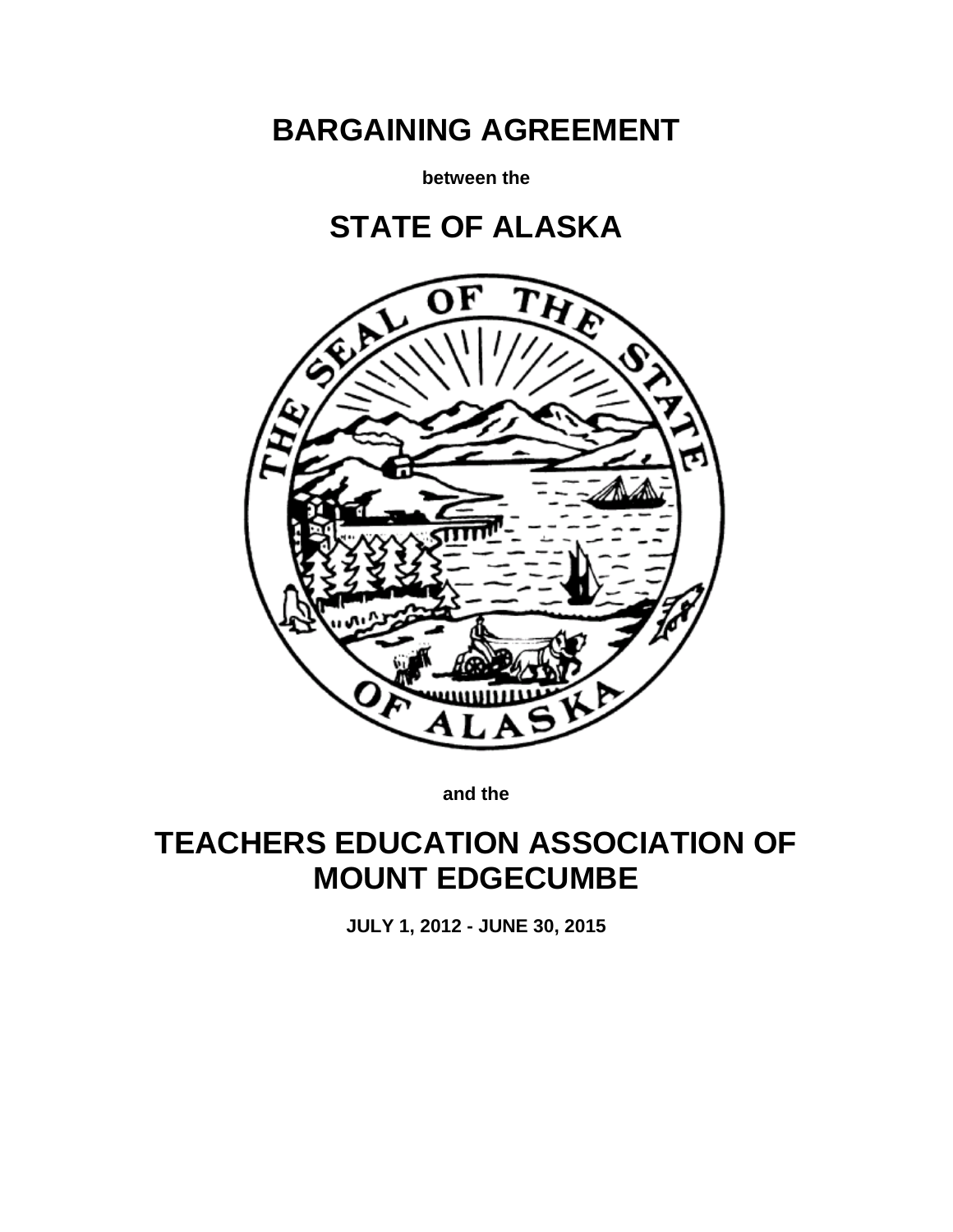# BARGAINING AGREEMENT

**between the**

# STATE OF ALASKA

**and the**

# TEACHERS EDUCATION ASSOCIATION OF MOUNT EDGECUMBE

**JULY 1, 2012 - JUNE 30, 2015**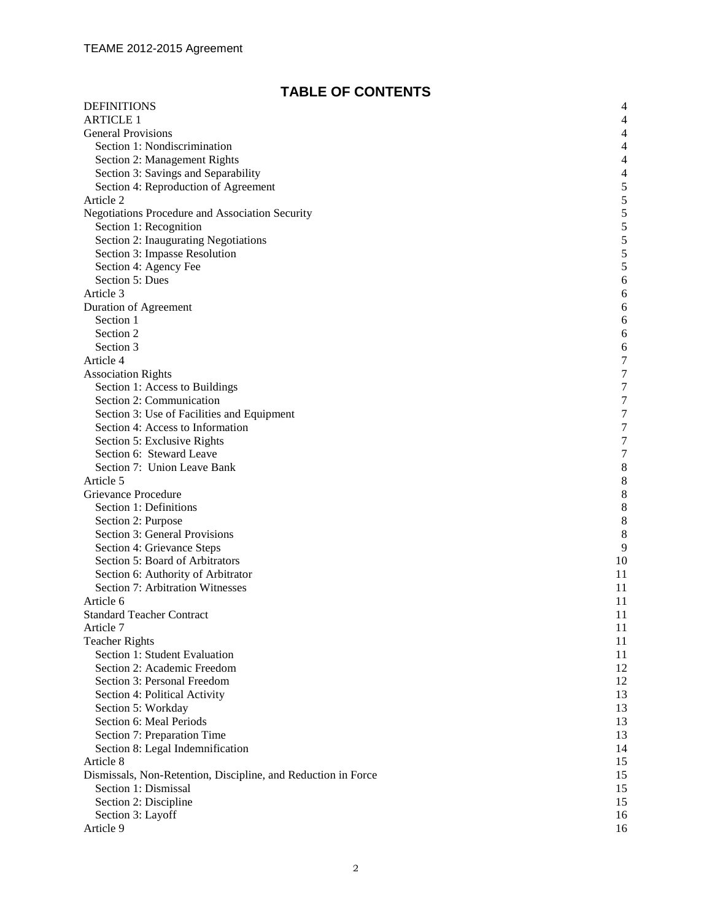## TABLE OF CONTENTS

| | |
|---|---|
| DEFINITIONS | 4 |
| ARTICLE 1 | 4 |
| General Provisions | 4 |
| Section 1: Nondiscrimination | 4 |
| Section 2: Management Rights | 4 |
| Section 3: Savings and Separability | 4 |
| Section 4: Reproduction of Agreement | 5 |
| Article 2 | 5 |
| Negotiations Procedure and Association Security | 5 |
| Section 1: Recognition | 5 |
| Section 2: Inaugurating Negotiations | 5 |
| Section 3: Impasse Resolution | 5 |
| Section 4: Agency Fee | 5 |
| Section 5: Dues | 6 |
| Article 3 | 6 |
| Duration of Agreement | 6 |
| Section 1 | 6 |
| Section 2 | 6 |
| Section 3 | 6 |
| Article 4 | 7 |
| Association Rights | 7 |
| Section 1: Access to Buildings | 7 |
| Section 2: Communication | 7 |
| Section 3: Use of Facilities and Equipment | 7 |
| Section 4: Access to Information | 7 |
| Section 5: Exclusive Rights | 7 |
| Section 6: Steward Leave | 7 |
| Section 7: Union Leave Bank | 8 |
| Article 5 | 8 |
| Grievance Procedure | 8 |
| Section 1: Definitions | 8 |
| Section 2: Purpose | 8 |
| Section 3: General Provisions | 8 |
| Section 4: Grievance Steps | 9 |
| Section 5: Board of Arbitrators | 10 |
| Section 6: Authority of Arbitrator | 11 |
| Section 7: Arbitration Witnesses | 11 |
| Article 6 | 11 |
| Standard Teacher Contract | 11 |
| Article 7 | 11 |
| Teacher Rights | 11 |
| Section 1: Student Evaluation | 11 |
| Section 2: Academic Freedom | 12 |
| Section 3: Personal Freedom | 12 |
| Section 4: Political Activity | 13 |
| Section 5: Workday | 13 |
| Section 6: Meal Periods | 13 |
| Section 7: Preparation Time | 13 |
| Section 8: Legal Indemnification | 14 |
| Article 8 | 15 |
| Dismissals, Non-Retention, Discipline, and Reduction in Force | 15 |
| Section 1: Dismissal | 15 |
| Section 2: Discipline | 15 |
| Section 3: Layoff | 16 |
| Article 9 | 16 |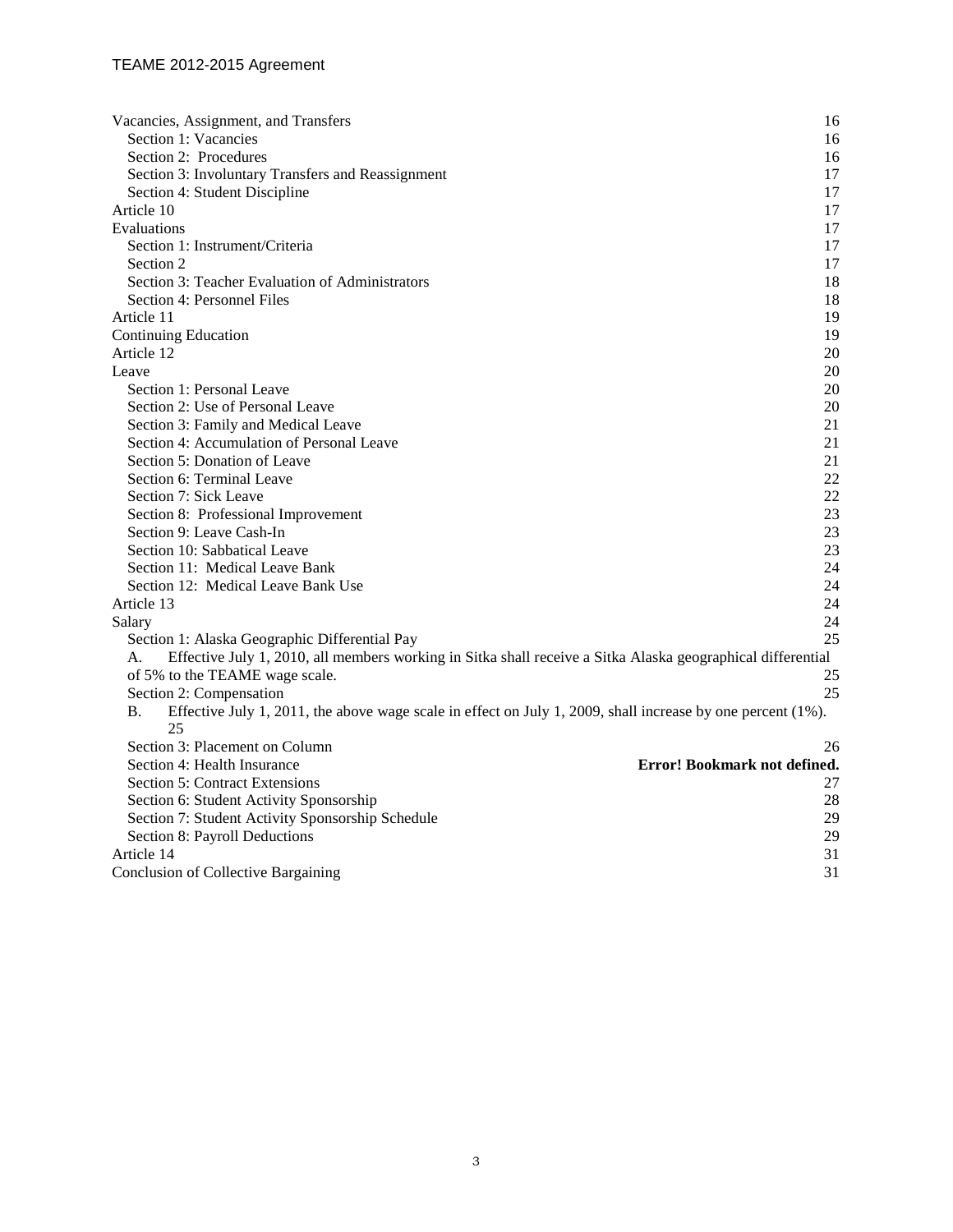Vacancies, Assignment, and Transfers 16
- Section 1: Vacancies 16
- Section 2: Procedures 16
- Section 3: Involuntary Transfers and Reassignment 17
- Section 4: Student Discipline 17

Article 10 17

Evaluations 17
- Section 1: Instrument/Criteria 17
- Section 2 17
- Section 3: Teacher Evaluation of Administrators 18
- Section 4: Personnel Files 18

Article 11 19

Continuing Education 19

Article 12 20

Leave 20
- Section 1: Personal Leave 20
- Section 2: Use of Personal Leave 20
- Section 3: Family and Medical Leave 21
- Section 4: Accumulation of Personal Leave 21
- Section 5: Donation of Leave 21
- Section 6: Terminal Leave 22
- Section 7: Sick Leave 22
- Section 8: Professional Improvement 23
- Section 9: Leave Cash-In 23
- Section 10: Sabbatical Leave 23
- Section 11: Medical Leave Bank 24
- Section 12: Medical Leave Bank Use 24

Article 13 24

Salary 24
- Section 1: Alaska Geographic Differential Pay 25
  - A. Effective July 1, 2010, all members working in Sitka shall receive a Sitka Alaska geographical differential of 5% to the TEAME wage scale. 25
- Section 2: Compensation 25
  - B. Effective July 1, 2011, the above wage scale in effect on July 1, 2009, shall increase by one percent (1%). 25
- Section 3: Placement on Column 26
- Section 4: Health Insurance **Error! Bookmark not defined.**
- Section 5: Contract Extensions 27
- Section 6: Student Activity Sponsorship 28
- Section 7: Student Activity Sponsorship Schedule 29
- Section 8: Payroll Deductions 29

Article 14 31

Conclusion of Collective Bargaining 31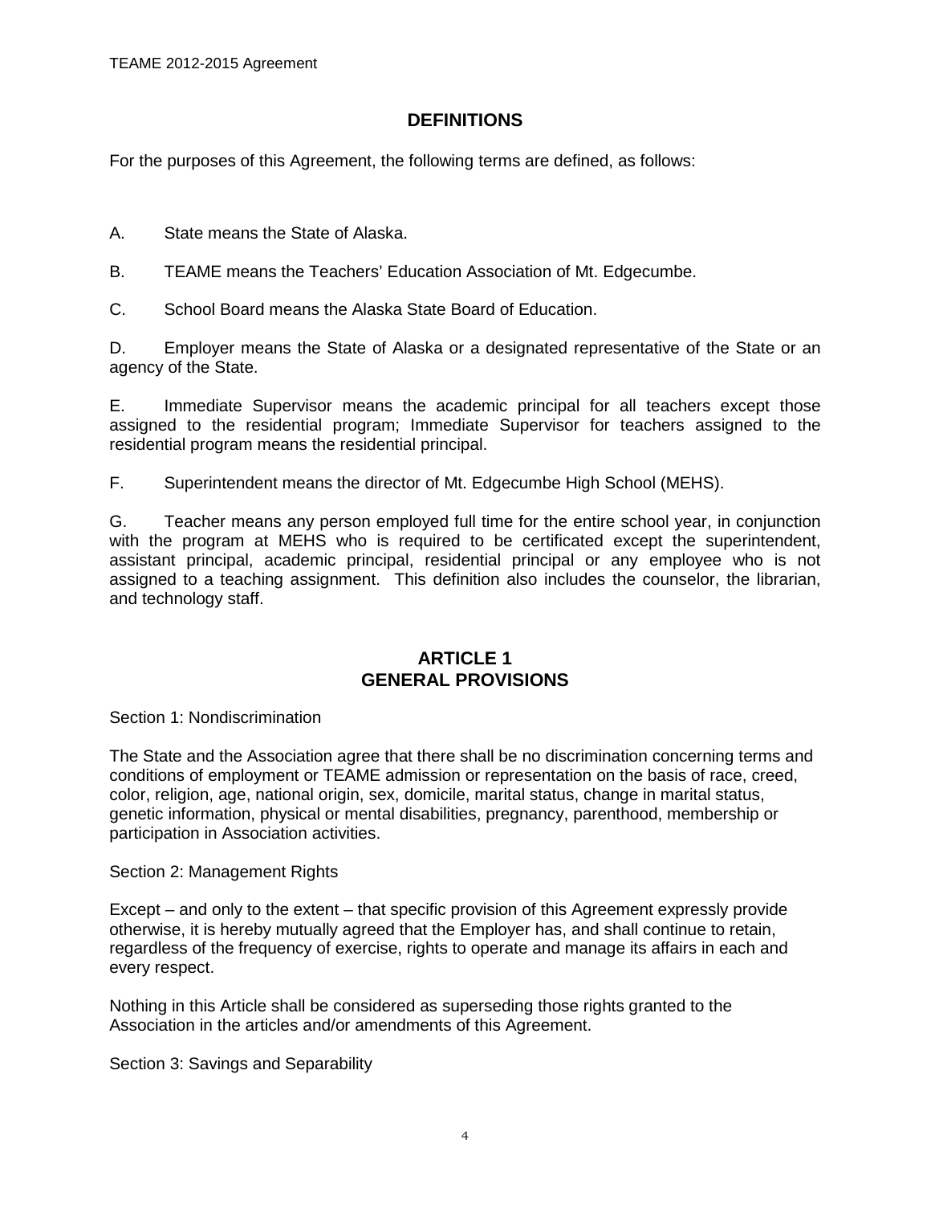## DEFINITIONS

For the purposes of this Agreement, the following terms are defined, as follows:

A. State means the State of Alaska.

B. TEAME means the Teachers' Education Association of Mt. Edgecumbe.

C. School Board means the Alaska State Board of Education.

D. Employer means the State of Alaska or a designated representative of the State or an agency of the State.

E. Immediate Supervisor means the academic principal for all teachers except those assigned to the residential program; Immediate Supervisor for teachers assigned to the residential program means the residential principal.

F. Superintendent means the director of Mt. Edgecumbe High School (MEHS).

G. Teacher means any person employed full time for the entire school year, in conjunction with the program at MEHS who is required to be certificated except the superintendent, assistant principal, academic principal, residential principal or any employee who is not assigned to a teaching assignment. This definition also includes the counselor, the librarian, and technology staff.

## ARTICLE 1
## GENERAL PROVISIONS

Section 1: Nondiscrimination

The State and the Association agree that there shall be no discrimination concerning terms and conditions of employment or TEAME admission or representation on the basis of race, creed, color, religion, age, national origin, sex, domicile, marital status, change in marital status, genetic information, physical or mental disabilities, pregnancy, parenthood, membership or participation in Association activities.

Section 2: Management Rights

Except – and only to the extent – that specific provision of this Agreement expressly provide otherwise, it is hereby mutually agreed that the Employer has, and shall continue to retain, regardless of the frequency of exercise, rights to operate and manage its affairs in each and every respect.

Nothing in this Article shall be considered as superseding those rights granted to the Association in the articles and/or amendments of this Agreement.

Section 3: Savings and Separability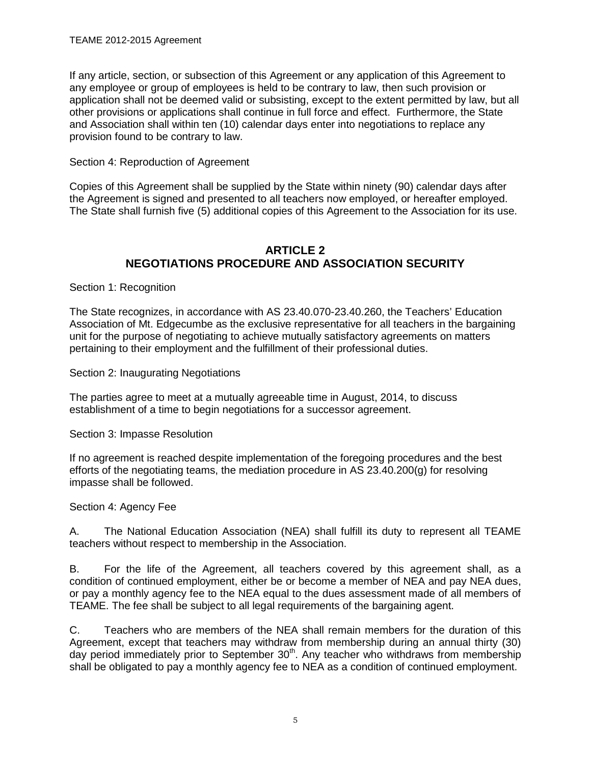If any article, section, or subsection of this Agreement or any application of this Agreement to any employee or group of employees is held to be contrary to law, then such provision or application shall not be deemed valid or subsisting, except to the extent permitted by law, but all other provisions or applications shall continue in full force and effect. Furthermore, the State and Association shall within ten (10) calendar days enter into negotiations to replace any provision found to be contrary to law.

Section 4: Reproduction of Agreement

Copies of this Agreement shall be supplied by the State within ninety (90) calendar days after the Agreement is signed and presented to all teachers now employed, or hereafter employed. The State shall furnish five (5) additional copies of this Agreement to the Association for its use.

## ARTICLE 2
## NEGOTIATIONS PROCEDURE AND ASSOCIATION SECURITY

Section 1: Recognition

The State recognizes, in accordance with AS 23.40.070-23.40.260, the Teachers' Education Association of Mt. Edgecumbe as the exclusive representative for all teachers in the bargaining unit for the purpose of negotiating to achieve mutually satisfactory agreements on matters pertaining to their employment and the fulfillment of their professional duties.

Section 2: Inaugurating Negotiations

The parties agree to meet at a mutually agreeable time in August, 2014, to discuss establishment of a time to begin negotiations for a successor agreement.

Section 3: Impasse Resolution

If no agreement is reached despite implementation of the foregoing procedures and the best efforts of the negotiating teams, the mediation procedure in AS 23.40.200(g) for resolving impasse shall be followed.

Section 4: Agency Fee

A. The National Education Association (NEA) shall fulfill its duty to represent all TEAME teachers without respect to membership in the Association.

B. For the life of the Agreement, all teachers covered by this agreement shall, as a condition of continued employment, either be or become a member of NEA and pay NEA dues, or pay a monthly agency fee to the NEA equal to the dues assessment made of all members of TEAME. The fee shall be subject to all legal requirements of the bargaining agent.

C. Teachers who are members of the NEA shall remain members for the duration of this Agreement, except that teachers may withdraw from membership during an annual thirty (30) day period immediately prior to September 30th. Any teacher who withdraws from membership shall be obligated to pay a monthly agency fee to NEA as a condition of continued employment.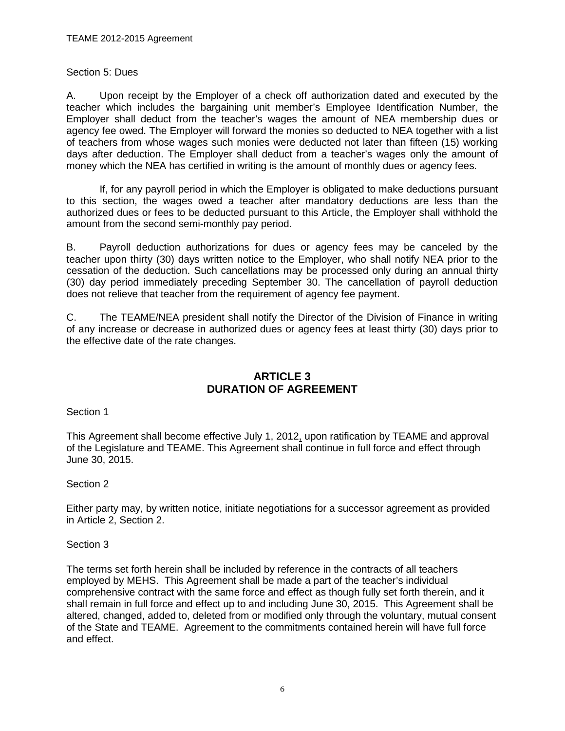Section 5: Dues

A. Upon receipt by the Employer of a check off authorization dated and executed by the teacher which includes the bargaining unit member's Employee Identification Number, the Employer shall deduct from the teacher's wages the amount of NEA membership dues or agency fee owed. The Employer will forward the monies so deducted to NEA together with a list of teachers from whose wages such monies were deducted not later than fifteen (15) working days after deduction. The Employer shall deduct from a teacher's wages only the amount of money which the NEA has certified in writing is the amount of monthly dues or agency fees.

If, for any payroll period in which the Employer is obligated to make deductions pursuant to this section, the wages owed a teacher after mandatory deductions are less than the authorized dues or fees to be deducted pursuant to this Article, the Employer shall withhold the amount from the second semi-monthly pay period.

B. Payroll deduction authorizations for dues or agency fees may be canceled by the teacher upon thirty (30) days written notice to the Employer, who shall notify NEA prior to the cessation of the deduction. Such cancellations may be processed only during an annual thirty (30) day period immediately preceding September 30. The cancellation of payroll deduction does not relieve that teacher from the requirement of agency fee payment.

C. The TEAME/NEA president shall notify the Director of the Division of Finance in writing of any increase or decrease in authorized dues or agency fees at least thirty (30) days prior to the effective date of the rate changes.

## ARTICLE 3
## DURATION OF AGREEMENT

Section 1

This Agreement shall become effective July 1, 2012, upon ratification by TEAME and approval of the Legislature and TEAME. This Agreement shall continue in full force and effect through June 30, 2015.

Section 2

Either party may, by written notice, initiate negotiations for a successor agreement as provided in Article 2, Section 2.

Section 3

The terms set forth herein shall be included by reference in the contracts of all teachers employed by MEHS. This Agreement shall be made a part of the teacher's individual comprehensive contract with the same force and effect as though fully set forth therein, and it shall remain in full force and effect up to and including June 30, 2015. This Agreement shall be altered, changed, added to, deleted from or modified only through the voluntary, mutual consent of the State and TEAME. Agreement to the commitments contained herein will have full force and effect.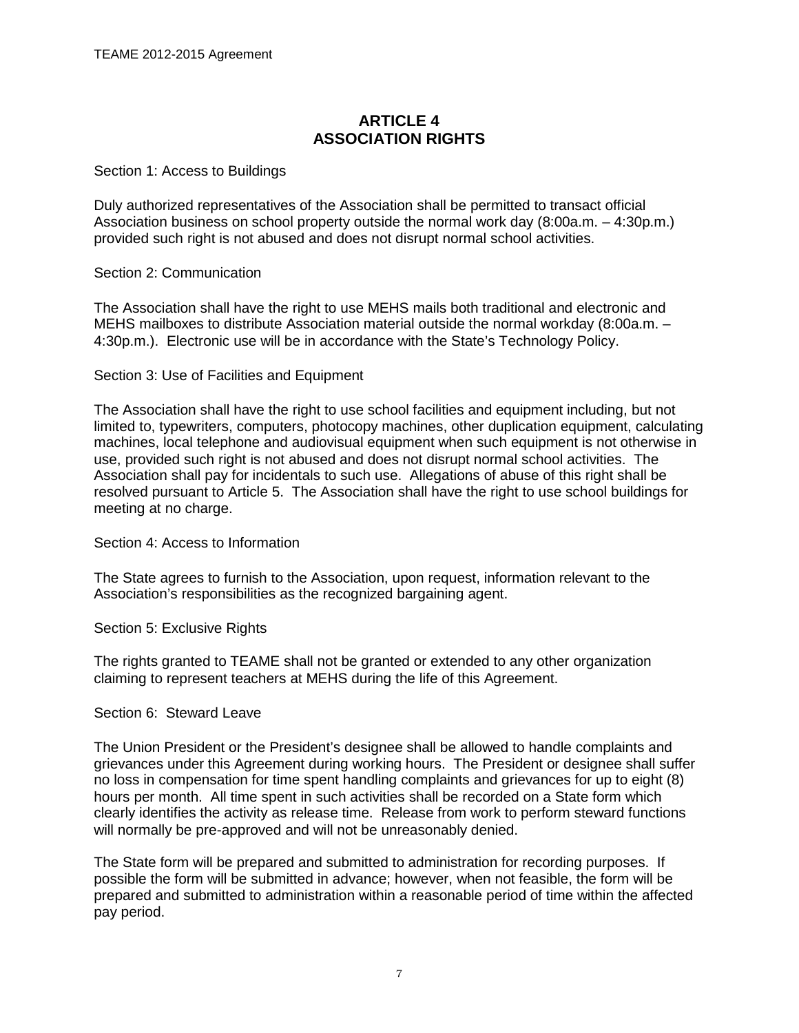# ARTICLE 4
# ASSOCIATION RIGHTS

Section 1: Access to Buildings

Duly authorized representatives of the Association shall be permitted to transact official Association business on school property outside the normal work day (8:00a.m. – 4:30p.m.) provided such right is not abused and does not disrupt normal school activities.

Section 2: Communication

The Association shall have the right to use MEHS mails both traditional and electronic and MEHS mailboxes to distribute Association material outside the normal workday (8:00a.m. – 4:30p.m.). Electronic use will be in accordance with the State's Technology Policy.

Section 3: Use of Facilities and Equipment

The Association shall have the right to use school facilities and equipment including, but not limited to, typewriters, computers, photocopy machines, other duplication equipment, calculating machines, local telephone and audiovisual equipment when such equipment is not otherwise in use, provided such right is not abused and does not disrupt normal school activities. The Association shall pay for incidentals to such use. Allegations of abuse of this right shall be resolved pursuant to Article 5. The Association shall have the right to use school buildings for meeting at no charge.

Section 4: Access to Information

The State agrees to furnish to the Association, upon request, information relevant to the Association's responsibilities as the recognized bargaining agent.

Section 5: Exclusive Rights

The rights granted to TEAME shall not be granted or extended to any other organization claiming to represent teachers at MEHS during the life of this Agreement.

Section 6: Steward Leave

The Union President or the President's designee shall be allowed to handle complaints and grievances under this Agreement during working hours. The President or designee shall suffer no loss in compensation for time spent handling complaints and grievances for up to eight (8) hours per month. All time spent in such activities shall be recorded on a State form which clearly identifies the activity as release time. Release from work to perform steward functions will normally be pre-approved and will not be unreasonably denied.

The State form will be prepared and submitted to administration for recording purposes. If possible the form will be submitted in advance; however, when not feasible, the form will be prepared and submitted to administration within a reasonable period of time within the affected pay period.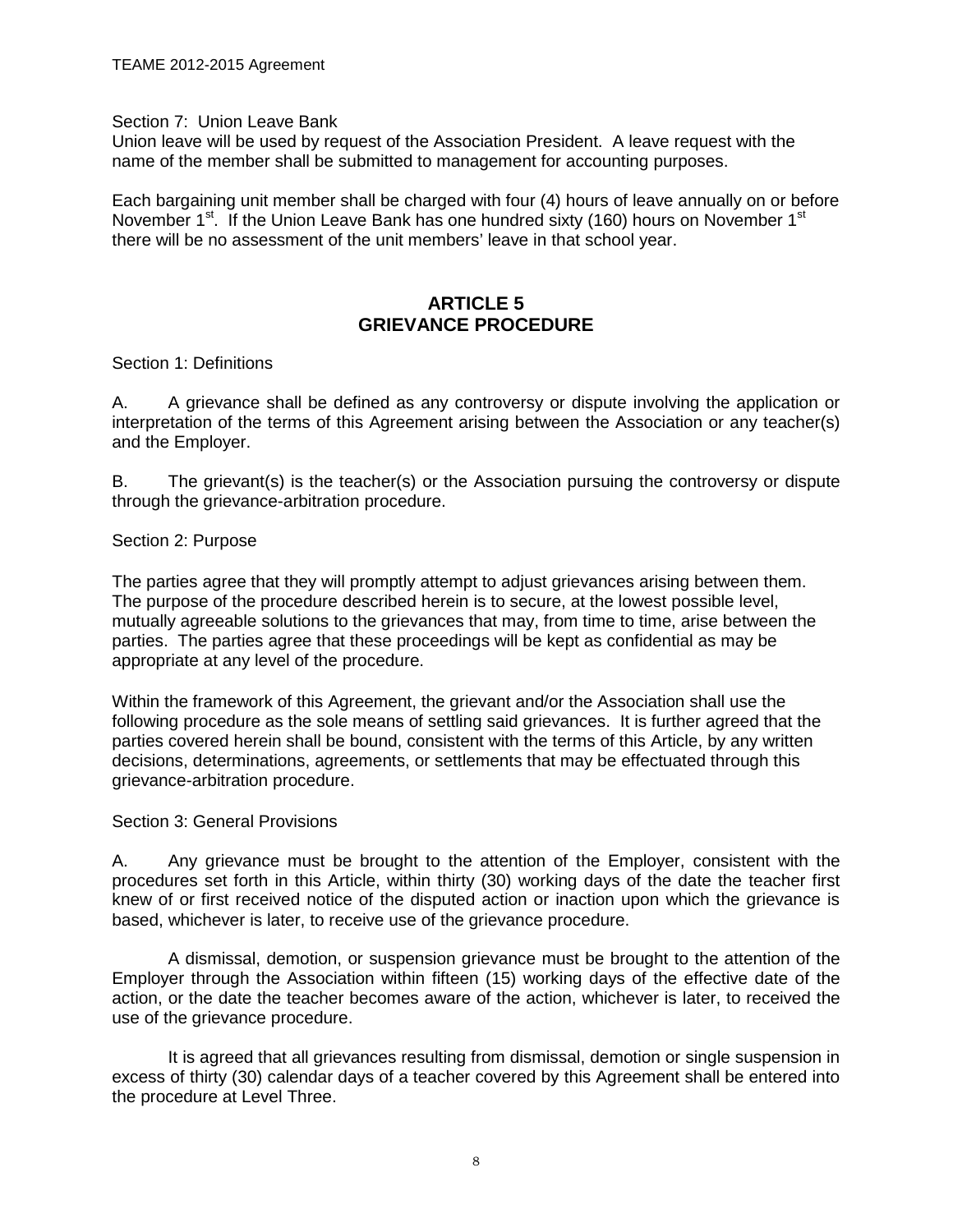Section 7: Union Leave Bank

Union leave will be used by request of the Association President. A leave request with the name of the member shall be submitted to management for accounting purposes.

Each bargaining unit member shall be charged with four (4) hours of leave annually on or before November 1st. If the Union Leave Bank has one hundred sixty (160) hours on November 1st there will be no assessment of the unit members' leave in that school year.

# ARTICLE 5
# GRIEVANCE PROCEDURE

Section 1: Definitions

A. A grievance shall be defined as any controversy or dispute involving the application or interpretation of the terms of this Agreement arising between the Association or any teacher(s) and the Employer.

B. The grievant(s) is the teacher(s) or the Association pursuing the controversy or dispute through the grievance-arbitration procedure.

Section 2: Purpose

The parties agree that they will promptly attempt to adjust grievances arising between them. The purpose of the procedure described herein is to secure, at the lowest possible level, mutually agreeable solutions to the grievances that may, from time to time, arise between the parties. The parties agree that these proceedings will be kept as confidential as may be appropriate at any level of the procedure.

Within the framework of this Agreement, the grievant and/or the Association shall use the following procedure as the sole means of settling said grievances. It is further agreed that the parties covered herein shall be bound, consistent with the terms of this Article, by any written decisions, determinations, agreements, or settlements that may be effectuated through this grievance-arbitration procedure.

Section 3: General Provisions

A. Any grievance must be brought to the attention of the Employer, consistent with the procedures set forth in this Article, within thirty (30) working days of the date the teacher first knew of or first received notice of the disputed action or inaction upon which the grievance is based, whichever is later, to receive use of the grievance procedure.

A dismissal, demotion, or suspension grievance must be brought to the attention of the Employer through the Association within fifteen (15) working days of the effective date of the action, or the date the teacher becomes aware of the action, whichever is later, to received the use of the grievance procedure.

It is agreed that all grievances resulting from dismissal, demotion or single suspension in excess of thirty (30) calendar days of a teacher covered by this Agreement shall be entered into the procedure at Level Three.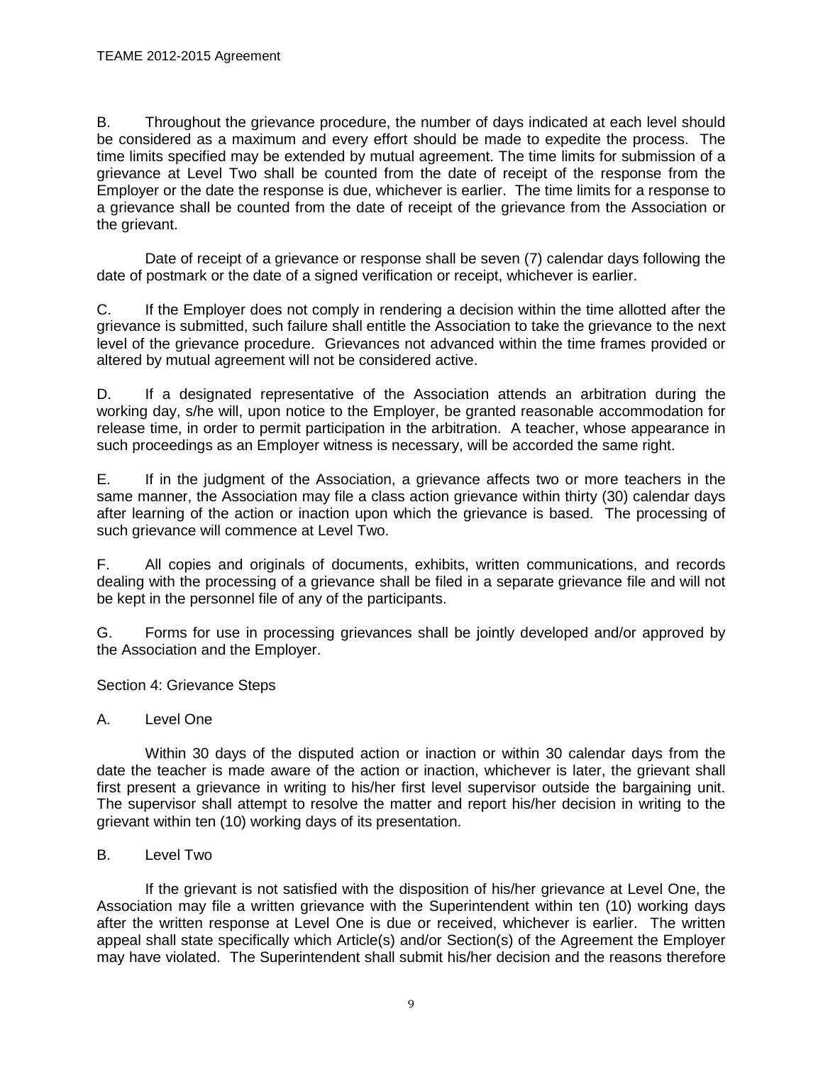B. Throughout the grievance procedure, the number of days indicated at each level should be considered as a maximum and every effort should be made to expedite the process. The time limits specified may be extended by mutual agreement. The time limits for submission of a grievance at Level Two shall be counted from the date of receipt of the response from the Employer or the date the response is due, whichever is earlier. The time limits for a response to a grievance shall be counted from the date of receipt of the grievance from the Association or the grievant.

Date of receipt of a grievance or response shall be seven (7) calendar days following the date of postmark or the date of a signed verification or receipt, whichever is earlier.

C. If the Employer does not comply in rendering a decision within the time allotted after the grievance is submitted, such failure shall entitle the Association to take the grievance to the next level of the grievance procedure. Grievances not advanced within the time frames provided or altered by mutual agreement will not be considered active.

D. If a designated representative of the Association attends an arbitration during the working day, s/he will, upon notice to the Employer, be granted reasonable accommodation for release time, in order to permit participation in the arbitration. A teacher, whose appearance in such proceedings as an Employer witness is necessary, will be accorded the same right.

E. If in the judgment of the Association, a grievance affects two or more teachers in the same manner, the Association may file a class action grievance within thirty (30) calendar days after learning of the action or inaction upon which the grievance is based. The processing of such grievance will commence at Level Two.

F. All copies and originals of documents, exhibits, written communications, and records dealing with the processing of a grievance shall be filed in a separate grievance file and will not be kept in the personnel file of any of the participants.

G. Forms for use in processing grievances shall be jointly developed and/or approved by the Association and the Employer.

Section 4: Grievance Steps

A. Level One

Within 30 days of the disputed action or inaction or within 30 calendar days from the date the teacher is made aware of the action or inaction, whichever is later, the grievant shall first present a grievance in writing to his/her first level supervisor outside the bargaining unit. The supervisor shall attempt to resolve the matter and report his/her decision in writing to the grievant within ten (10) working days of its presentation.

B. Level Two

If the grievant is not satisfied with the disposition of his/her grievance at Level One, the Association may file a written grievance with the Superintendent within ten (10) working days after the written response at Level One is due or received, whichever is earlier. The written appeal shall state specifically which Article(s) and/or Section(s) of the Agreement the Employer may have violated. The Superintendent shall submit his/her decision and the reasons therefore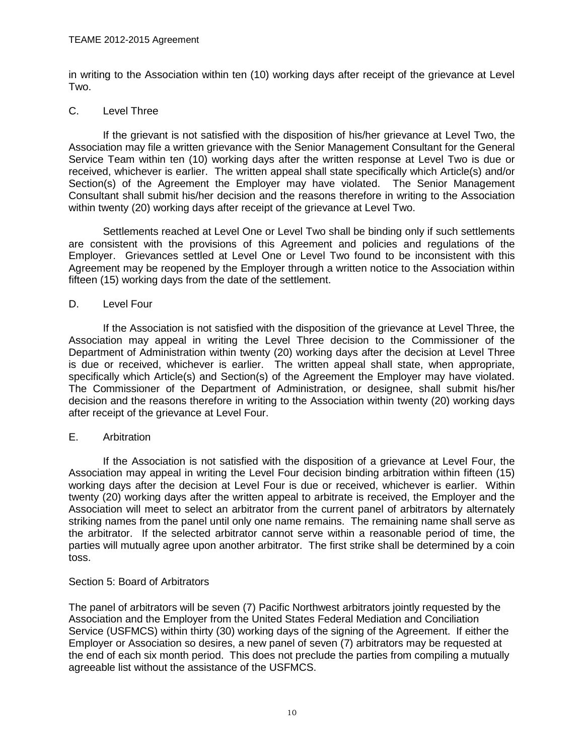in writing to the Association within ten (10) working days after receipt of the grievance at Level Two.

C. Level Three

If the grievant is not satisfied with the disposition of his/her grievance at Level Two, the Association may file a written grievance with the Senior Management Consultant for the General Service Team within ten (10) working days after the written response at Level Two is due or received, whichever is earlier. The written appeal shall state specifically which Article(s) and/or Section(s) of the Agreement the Employer may have violated. The Senior Management Consultant shall submit his/her decision and the reasons therefore in writing to the Association within twenty (20) working days after receipt of the grievance at Level Two.

Settlements reached at Level One or Level Two shall be binding only if such settlements are consistent with the provisions of this Agreement and policies and regulations of the Employer. Grievances settled at Level One or Level Two found to be inconsistent with this Agreement may be reopened by the Employer through a written notice to the Association within fifteen (15) working days from the date of the settlement.

D. Level Four

If the Association is not satisfied with the disposition of the grievance at Level Three, the Association may appeal in writing the Level Three decision to the Commissioner of the Department of Administration within twenty (20) working days after the decision at Level Three is due or received, whichever is earlier. The written appeal shall state, when appropriate, specifically which Article(s) and Section(s) of the Agreement the Employer may have violated. The Commissioner of the Department of Administration, or designee, shall submit his/her decision and the reasons therefore in writing to the Association within twenty (20) working days after receipt of the grievance at Level Four.

E. Arbitration

If the Association is not satisfied with the disposition of a grievance at Level Four, the Association may appeal in writing the Level Four decision binding arbitration within fifteen (15) working days after the decision at Level Four is due or received, whichever is earlier. Within twenty (20) working days after the written appeal to arbitrate is received, the Employer and the Association will meet to select an arbitrator from the current panel of arbitrators by alternately striking names from the panel until only one name remains. The remaining name shall serve as the arbitrator. If the selected arbitrator cannot serve within a reasonable period of time, the parties will mutually agree upon another arbitrator. The first strike shall be determined by a coin toss.

Section 5: Board of Arbitrators

The panel of arbitrators will be seven (7) Pacific Northwest arbitrators jointly requested by the Association and the Employer from the United States Federal Mediation and Conciliation Service (USFMCS) within thirty (30) working days of the signing of the Agreement. If either the Employer or Association so desires, a new panel of seven (7) arbitrators may be requested at the end of each six month period. This does not preclude the parties from compiling a mutually agreeable list without the assistance of the USFMCS.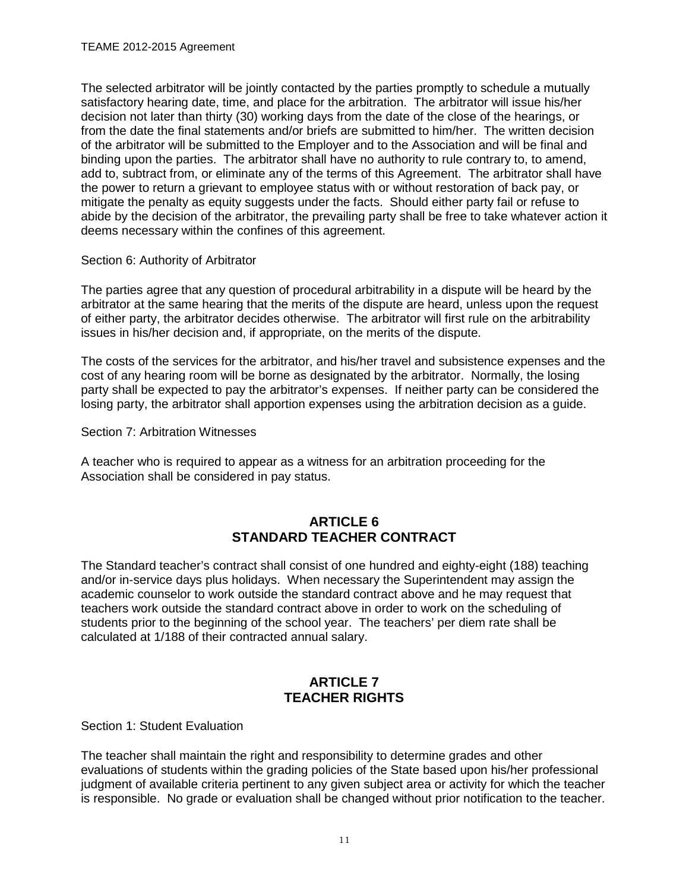The selected arbitrator will be jointly contacted by the parties promptly to schedule a mutually satisfactory hearing date, time, and place for the arbitration. The arbitrator will issue his/her decision not later than thirty (30) working days from the date of the close of the hearings, or from the date the final statements and/or briefs are submitted to him/her. The written decision of the arbitrator will be submitted to the Employer and to the Association and will be final and binding upon the parties. The arbitrator shall have no authority to rule contrary to, to amend, add to, subtract from, or eliminate any of the terms of this Agreement. The arbitrator shall have the power to return a grievant to employee status with or without restoration of back pay, or mitigate the penalty as equity suggests under the facts. Should either party fail or refuse to abide by the decision of the arbitrator, the prevailing party shall be free to take whatever action it deems necessary within the confines of this agreement.

Section 6: Authority of Arbitrator

The parties agree that any question of procedural arbitrability in a dispute will be heard by the arbitrator at the same hearing that the merits of the dispute are heard, unless upon the request of either party, the arbitrator decides otherwise. The arbitrator will first rule on the arbitrability issues in his/her decision and, if appropriate, on the merits of the dispute.

The costs of the services for the arbitrator, and his/her travel and subsistence expenses and the cost of any hearing room will be borne as designated by the arbitrator. Normally, the losing party shall be expected to pay the arbitrator's expenses. If neither party can be considered the losing party, the arbitrator shall apportion expenses using the arbitration decision as a guide.

Section 7: Arbitration Witnesses

A teacher who is required to appear as a witness for an arbitration proceeding for the Association shall be considered in pay status.

## ARTICLE 6
## STANDARD TEACHER CONTRACT

The Standard teacher's contract shall consist of one hundred and eighty-eight (188) teaching and/or in-service days plus holidays. When necessary the Superintendent may assign the academic counselor to work outside the standard contract above and he may request that teachers work outside the standard contract above in order to work on the scheduling of students prior to the beginning of the school year. The teachers' per diem rate shall be calculated at 1/188 of their contracted annual salary.

## ARTICLE 7
## TEACHER RIGHTS

Section 1: Student Evaluation

The teacher shall maintain the right and responsibility to determine grades and other evaluations of students within the grading policies of the State based upon his/her professional judgment of available criteria pertinent to any given subject area or activity for which the teacher is responsible. No grade or evaluation shall be changed without prior notification to the teacher.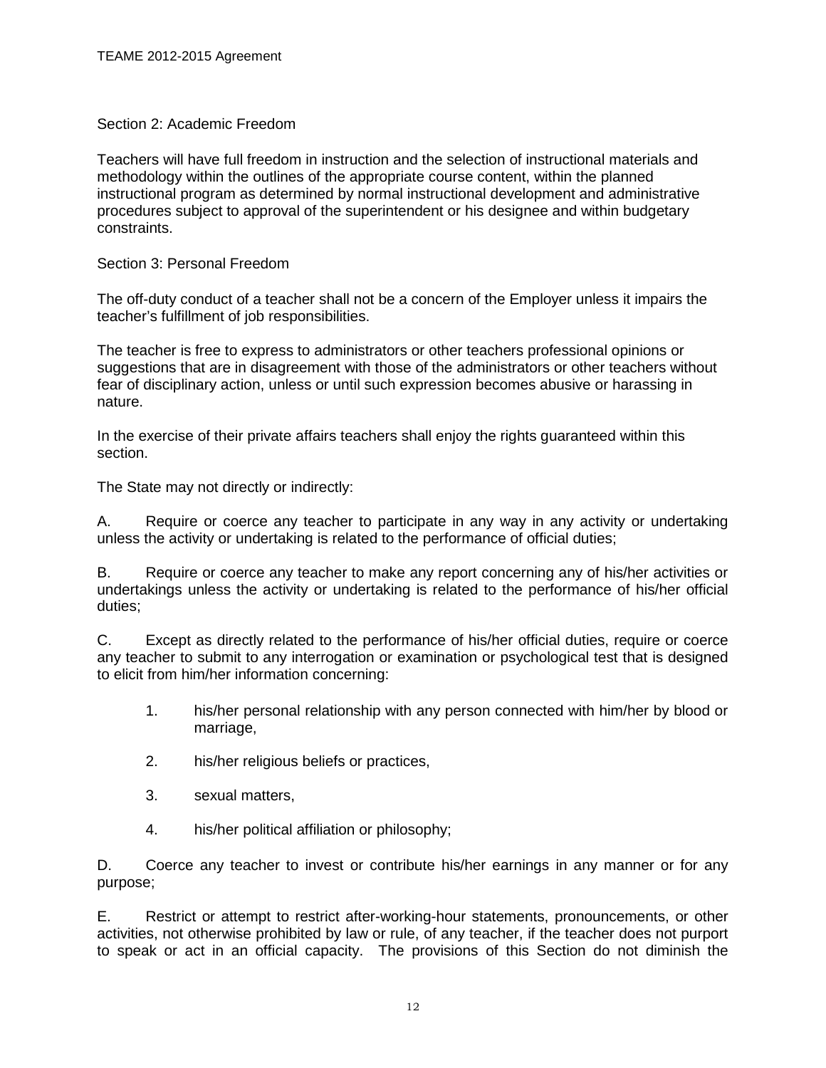## Section 2: Academic Freedom

Teachers will have full freedom in instruction and the selection of instructional materials and methodology within the outlines of the appropriate course content, within the planned instructional program as determined by normal instructional development and administrative procedures subject to approval of the superintendent or his designee and within budgetary constraints.

## Section 3: Personal Freedom

The off-duty conduct of a teacher shall not be a concern of the Employer unless it impairs the teacher's fulfillment of job responsibilities.

The teacher is free to express to administrators or other teachers professional opinions or suggestions that are in disagreement with those of the administrators or other teachers without fear of disciplinary action, unless or until such expression becomes abusive or harassing in nature.

In the exercise of their private affairs teachers shall enjoy the rights guaranteed within this section.

The State may not directly or indirectly:

A. Require or coerce any teacher to participate in any way in any activity or undertaking unless the activity or undertaking is related to the performance of official duties;

B. Require or coerce any teacher to make any report concerning any of his/her activities or undertakings unless the activity or undertaking is related to the performance of his/her official duties;

C. Except as directly related to the performance of his/her official duties, require or coerce any teacher to submit to any interrogation or examination or psychological test that is designed to elicit from him/her information concerning:

1. his/her personal relationship with any person connected with him/her by blood or marriage,
2. his/her religious beliefs or practices,
3. sexual matters,
4. his/her political affiliation or philosophy;

D. Coerce any teacher to invest or contribute his/her earnings in any manner or for any purpose;

E. Restrict or attempt to restrict after-working-hour statements, pronouncements, or other activities, not otherwise prohibited by law or rule, of any teacher, if the teacher does not purport to speak or act in an official capacity. The provisions of this Section do not diminish the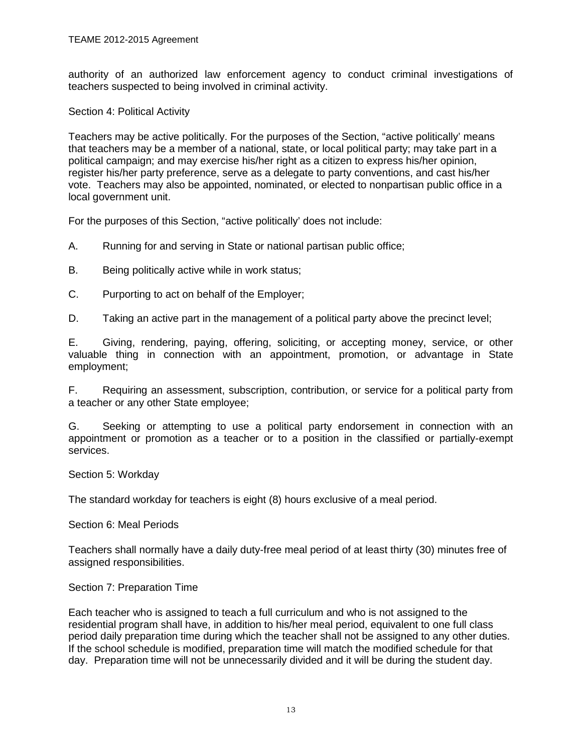authority of an authorized law enforcement agency to conduct criminal investigations of teachers suspected to being involved in criminal activity.

Section 4: Political Activity

Teachers may be active politically. For the purposes of the Section, “active politically’ means that teachers may be a member of a national, state, or local political party; may take part in a political campaign; and may exercise his/her right as a citizen to express his/her opinion, register his/her party preference, serve as a delegate to party conventions, and cast his/her vote. Teachers may also be appointed, nominated, or elected to nonpartisan public office in a local government unit.

For the purposes of this Section, “active politically’ does not include:

A. Running for and serving in State or national partisan public office;

B. Being politically active while in work status;

C. Purporting to act on behalf of the Employer;

D. Taking an active part in the management of a political party above the precinct level;

E. Giving, rendering, paying, offering, soliciting, or accepting money, service, or other valuable thing in connection with an appointment, promotion, or advantage in State employment;

F. Requiring an assessment, subscription, contribution, or service for a political party from a teacher or any other State employee;

G. Seeking or attempting to use a political party endorsement in connection with an appointment or promotion as a teacher or to a position in the classified or partially-exempt services.

Section 5: Workday

The standard workday for teachers is eight (8) hours exclusive of a meal period.

Section 6: Meal Periods

Teachers shall normally have a daily duty-free meal period of at least thirty (30) minutes free of assigned responsibilities.

Section 7: Preparation Time

Each teacher who is assigned to teach a full curriculum and who is not assigned to the residential program shall have, in addition to his/her meal period, equivalent to one full class period daily preparation time during which the teacher shall not be assigned to any other duties. If the school schedule is modified, preparation time will match the modified schedule for that day. Preparation time will not be unnecessarily divided and it will be during the student day.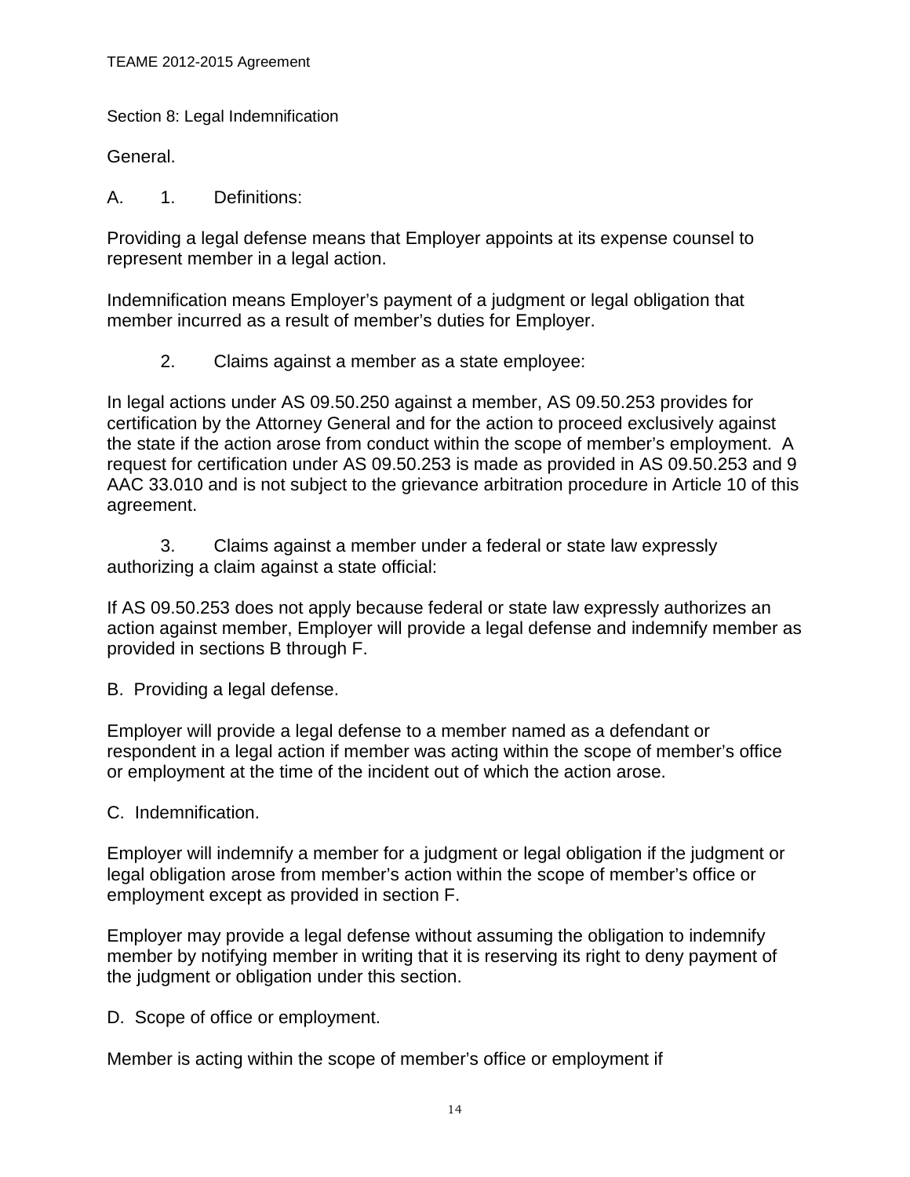Section 8: Legal Indemnification

General.

A. 1. Definitions:

Providing a legal defense means that Employer appoints at its expense counsel to represent member in a legal action.

Indemnification means Employer's payment of a judgment or legal obligation that member incurred as a result of member's duties for Employer.

2. Claims against a member as a state employee:

In legal actions under AS 09.50.250 against a member, AS 09.50.253 provides for certification by the Attorney General and for the action to proceed exclusively against the state if the action arose from conduct within the scope of member's employment. A request for certification under AS 09.50.253 is made as provided in AS 09.50.253 and 9 AAC 33.010 and is not subject to the grievance arbitration procedure in Article 10 of this agreement.

3. Claims against a member under a federal or state law expressly authorizing a claim against a state official:

If AS 09.50.253 does not apply because federal or state law expressly authorizes an action against member, Employer will provide a legal defense and indemnify member as provided in sections B through F.

B. Providing a legal defense.

Employer will provide a legal defense to a member named as a defendant or respondent in a legal action if member was acting within the scope of member's office or employment at the time of the incident out of which the action arose.

C. Indemnification.

Employer will indemnify a member for a judgment or legal obligation if the judgment or legal obligation arose from member's action within the scope of member's office or employment except as provided in section F.

Employer may provide a legal defense without assuming the obligation to indemnify member by notifying member in writing that it is reserving its right to deny payment of the judgment or obligation under this section.

D. Scope of office or employment.

Member is acting within the scope of member's office or employment if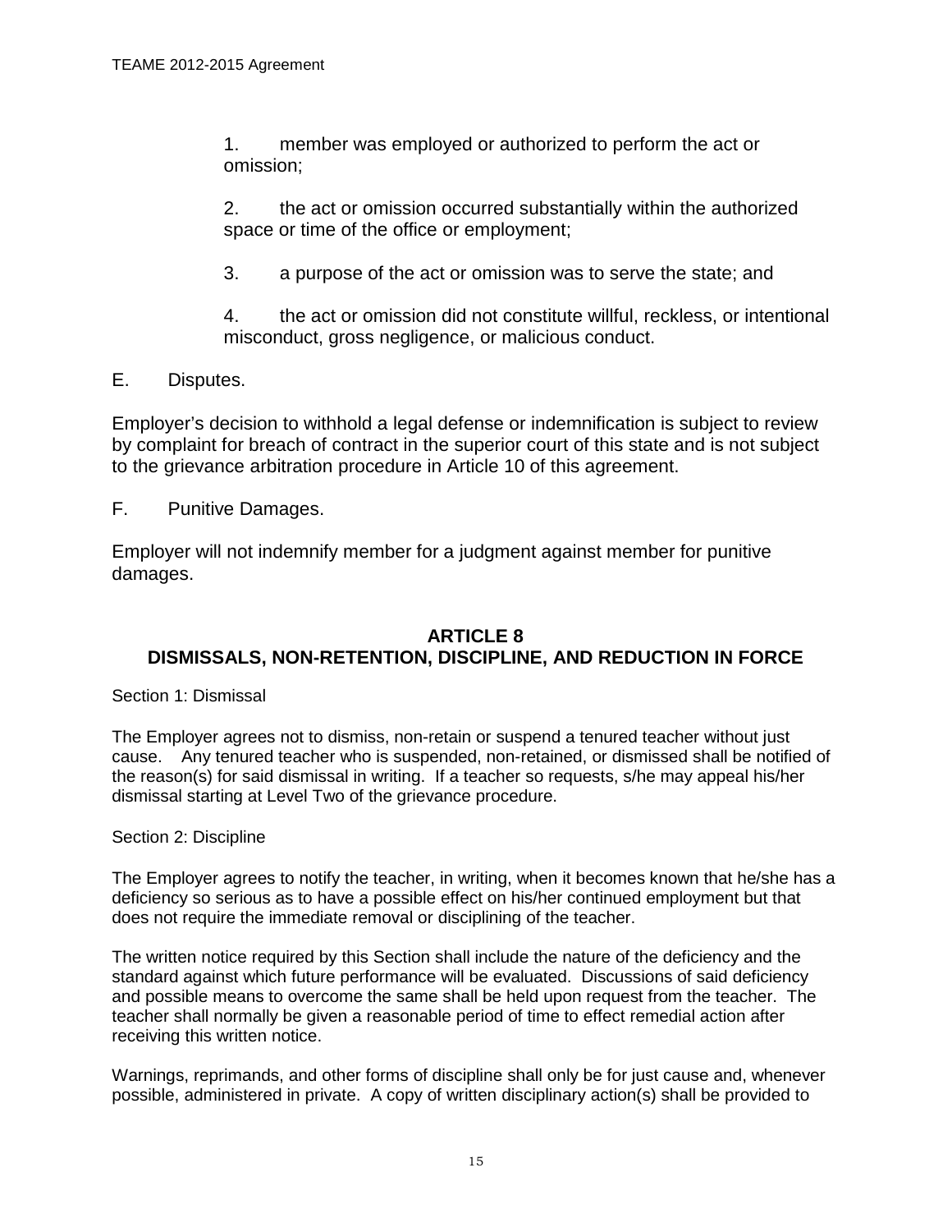1. member was employed or authorized to perform the act or omission;

2. the act or omission occurred substantially within the authorized space or time of the office or employment;

3. a purpose of the act or omission was to serve the state; and

4. the act or omission did not constitute willful, reckless, or intentional misconduct, gross negligence, or malicious conduct.

E. Disputes.

Employer's decision to withhold a legal defense or indemnification is subject to review by complaint for breach of contract in the superior court of this state and is not subject to the grievance arbitration procedure in Article 10 of this agreement.

F. Punitive Damages.

Employer will not indemnify member for a judgment against member for punitive damages.

## ARTICLE 8
## DISMISSALS, NON-RETENTION, DISCIPLINE, AND REDUCTION IN FORCE

Section 1: Dismissal

The Employer agrees not to dismiss, non-retain or suspend a tenured teacher without just cause. Any tenured teacher who is suspended, non-retained, or dismissed shall be notified of the reason(s) for said dismissal in writing. If a teacher so requests, s/he may appeal his/her dismissal starting at Level Two of the grievance procedure.

Section 2: Discipline

The Employer agrees to notify the teacher, in writing, when it becomes known that he/she has a deficiency so serious as to have a possible effect on his/her continued employment but that does not require the immediate removal or disciplining of the teacher.

The written notice required by this Section shall include the nature of the deficiency and the standard against which future performance will be evaluated. Discussions of said deficiency and possible means to overcome the same shall be held upon request from the teacher. The teacher shall normally be given a reasonable period of time to effect remedial action after receiving this written notice.

Warnings, reprimands, and other forms of discipline shall only be for just cause and, whenever possible, administered in private. A copy of written disciplinary action(s) shall be provided to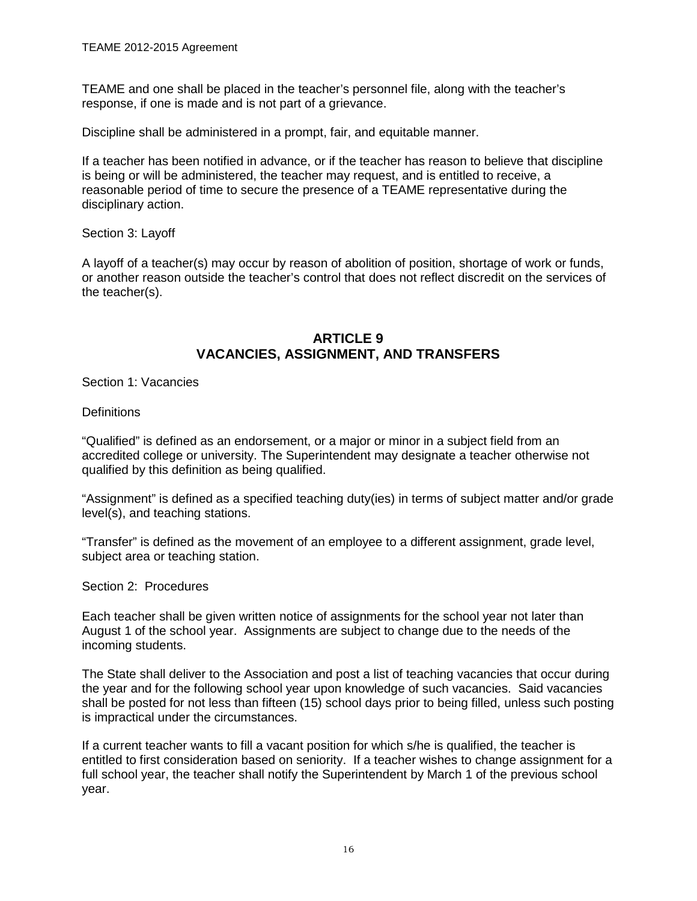TEAME and one shall be placed in the teacher's personnel file, along with the teacher's response, if one is made and is not part of a grievance.

Discipline shall be administered in a prompt, fair, and equitable manner.

If a teacher has been notified in advance, or if the teacher has reason to believe that discipline is being or will be administered, the teacher may request, and is entitled to receive, a reasonable period of time to secure the presence of a TEAME representative during the disciplinary action.

Section 3: Layoff

A layoff of a teacher(s) may occur by reason of abolition of position, shortage of work or funds, or another reason outside the teacher's control that does not reflect discredit on the services of the teacher(s).

## ARTICLE 9
## VACANCIES, ASSIGNMENT, AND TRANSFERS

Section 1: Vacancies

Definitions

"Qualified" is defined as an endorsement, or a major or minor in a subject field from an accredited college or university. The Superintendent may designate a teacher otherwise not qualified by this definition as being qualified.

"Assignment" is defined as a specified teaching duty(ies) in terms of subject matter and/or grade level(s), and teaching stations.

"Transfer" is defined as the movement of an employee to a different assignment, grade level, subject area or teaching station.

Section 2: Procedures

Each teacher shall be given written notice of assignments for the school year not later than August 1 of the school year. Assignments are subject to change due to the needs of the incoming students.

The State shall deliver to the Association and post a list of teaching vacancies that occur during the year and for the following school year upon knowledge of such vacancies. Said vacancies shall be posted for not less than fifteen (15) school days prior to being filled, unless such posting is impractical under the circumstances.

If a current teacher wants to fill a vacant position for which s/he is qualified, the teacher is entitled to first consideration based on seniority. If a teacher wishes to change assignment for a full school year, the teacher shall notify the Superintendent by March 1 of the previous school year.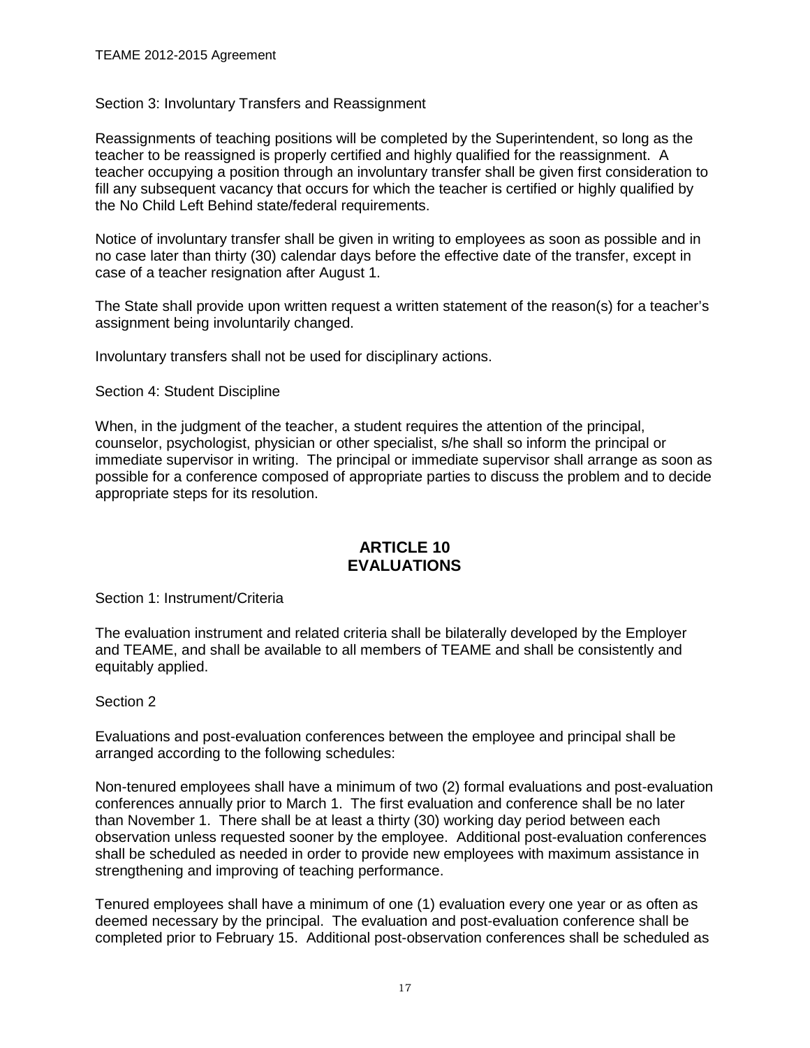Section 3: Involuntary Transfers and Reassignment

Reassignments of teaching positions will be completed by the Superintendent, so long as the teacher to be reassigned is properly certified and highly qualified for the reassignment. A teacher occupying a position through an involuntary transfer shall be given first consideration to fill any subsequent vacancy that occurs for which the teacher is certified or highly qualified by the No Child Left Behind state/federal requirements.

Notice of involuntary transfer shall be given in writing to employees as soon as possible and in no case later than thirty (30) calendar days before the effective date of the transfer, except in case of a teacher resignation after August 1.

The State shall provide upon written request a written statement of the reason(s) for a teacher's assignment being involuntarily changed.

Involuntary transfers shall not be used for disciplinary actions.

Section 4: Student Discipline

When, in the judgment of the teacher, a student requires the attention of the principal, counselor, psychologist, physician or other specialist, s/he shall so inform the principal or immediate supervisor in writing. The principal or immediate supervisor shall arrange as soon as possible for a conference composed of appropriate parties to discuss the problem and to decide appropriate steps for its resolution.

## ARTICLE 10
## EVALUATIONS

Section 1: Instrument/Criteria

The evaluation instrument and related criteria shall be bilaterally developed by the Employer and TEAME, and shall be available to all members of TEAME and shall be consistently and equitably applied.

Section 2

Evaluations and post-evaluation conferences between the employee and principal shall be arranged according to the following schedules:

Non-tenured employees shall have a minimum of two (2) formal evaluations and post-evaluation conferences annually prior to March 1. The first evaluation and conference shall be no later than November 1. There shall be at least a thirty (30) working day period between each observation unless requested sooner by the employee. Additional post-evaluation conferences shall be scheduled as needed in order to provide new employees with maximum assistance in strengthening and improving of teaching performance.

Tenured employees shall have a minimum of one (1) evaluation every one year or as often as deemed necessary by the principal. The evaluation and post-evaluation conference shall be completed prior to February 15. Additional post-observation conferences shall be scheduled as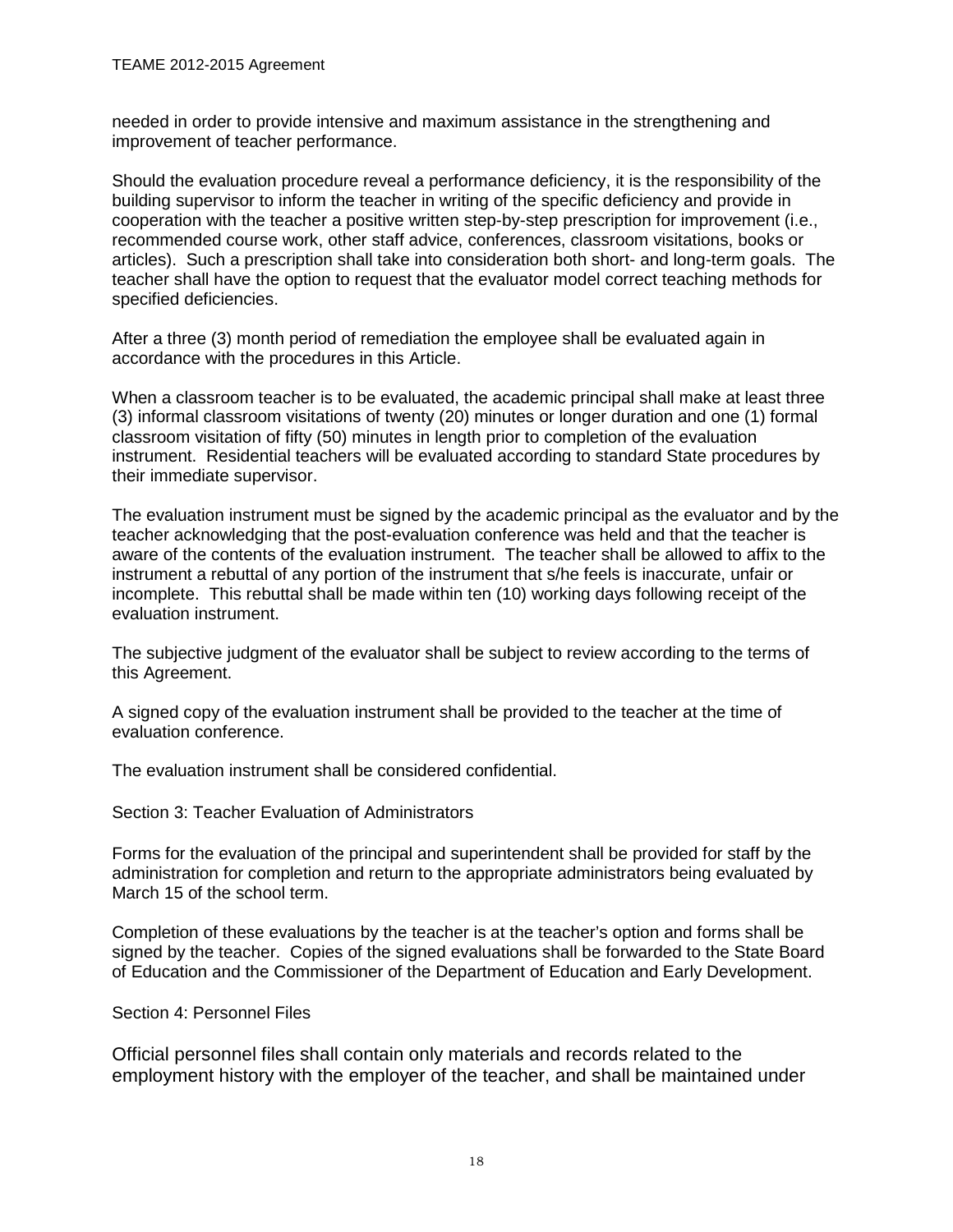needed in order to provide intensive and maximum assistance in the strengthening and improvement of teacher performance.

Should the evaluation procedure reveal a performance deficiency, it is the responsibility of the building supervisor to inform the teacher in writing of the specific deficiency and provide in cooperation with the teacher a positive written step-by-step prescription for improvement (i.e., recommended course work, other staff advice, conferences, classroom visitations, books or articles). Such a prescription shall take into consideration both short- and long-term goals. The teacher shall have the option to request that the evaluator model correct teaching methods for specified deficiencies.

After a three (3) month period of remediation the employee shall be evaluated again in accordance with the procedures in this Article.

When a classroom teacher is to be evaluated, the academic principal shall make at least three (3) informal classroom visitations of twenty (20) minutes or longer duration and one (1) formal classroom visitation of fifty (50) minutes in length prior to completion of the evaluation instrument. Residential teachers will be evaluated according to standard State procedures by their immediate supervisor.

The evaluation instrument must be signed by the academic principal as the evaluator and by the teacher acknowledging that the post-evaluation conference was held and that the teacher is aware of the contents of the evaluation instrument. The teacher shall be allowed to affix to the instrument a rebuttal of any portion of the instrument that s/he feels is inaccurate, unfair or incomplete. This rebuttal shall be made within ten (10) working days following receipt of the evaluation instrument.

The subjective judgment of the evaluator shall be subject to review according to the terms of this Agreement.

A signed copy of the evaluation instrument shall be provided to the teacher at the time of evaluation conference.

The evaluation instrument shall be considered confidential.

## Section 3: Teacher Evaluation of Administrators

Forms for the evaluation of the principal and superintendent shall be provided for staff by the administration for completion and return to the appropriate administrators being evaluated by March 15 of the school term.

Completion of these evaluations by the teacher is at the teacher's option and forms shall be signed by the teacher. Copies of the signed evaluations shall be forwarded to the State Board of Education and the Commissioner of the Department of Education and Early Development.

## Section 4: Personnel Files

Official personnel files shall contain only materials and records related to the employment history with the employer of the teacher, and shall be maintained under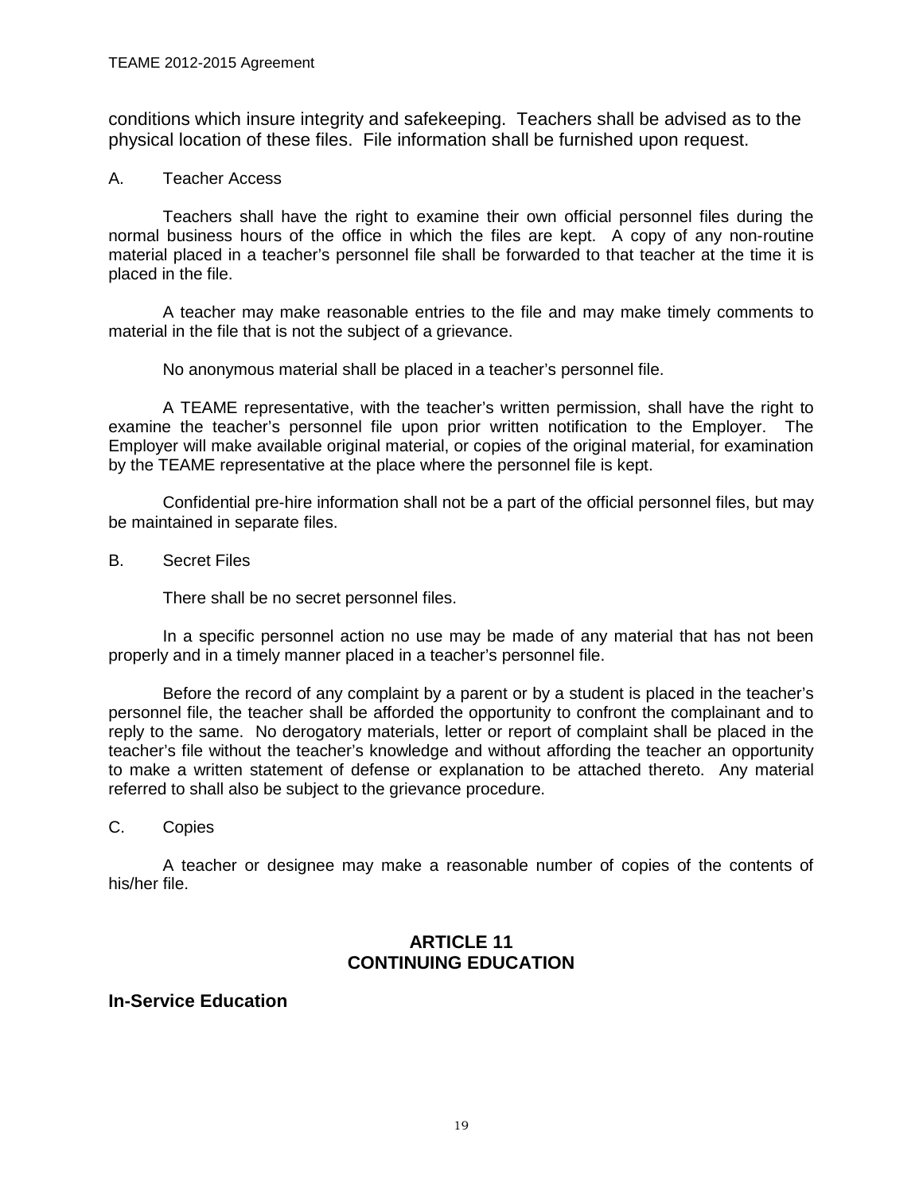conditions which insure integrity and safekeeping. Teachers shall be advised as to the physical location of these files. File information shall be furnished upon request.

A. Teacher Access

Teachers shall have the right to examine their own official personnel files during the normal business hours of the office in which the files are kept. A copy of any non-routine material placed in a teacher's personnel file shall be forwarded to that teacher at the time it is placed in the file.

A teacher may make reasonable entries to the file and may make timely comments to material in the file that is not the subject of a grievance.

No anonymous material shall be placed in a teacher's personnel file.

A TEAME representative, with the teacher's written permission, shall have the right to examine the teacher's personnel file upon prior written notification to the Employer. The Employer will make available original material, or copies of the original material, for examination by the TEAME representative at the place where the personnel file is kept.

Confidential pre-hire information shall not be a part of the official personnel files, but may be maintained in separate files.

B. Secret Files

There shall be no secret personnel files.

In a specific personnel action no use may be made of any material that has not been properly and in a timely manner placed in a teacher's personnel file.

Before the record of any complaint by a parent or by a student is placed in the teacher's personnel file, the teacher shall be afforded the opportunity to confront the complainant and to reply to the same. No derogatory materials, letter or report of complaint shall be placed in the teacher's file without the teacher's knowledge and without affording the teacher an opportunity to make a written statement of defense or explanation to be attached thereto. Any material referred to shall also be subject to the grievance procedure.

C. Copies

A teacher or designee may make a reasonable number of copies of the contents of his/her file.

## ARTICLE 11
## CONTINUING EDUCATION

### In-Service Education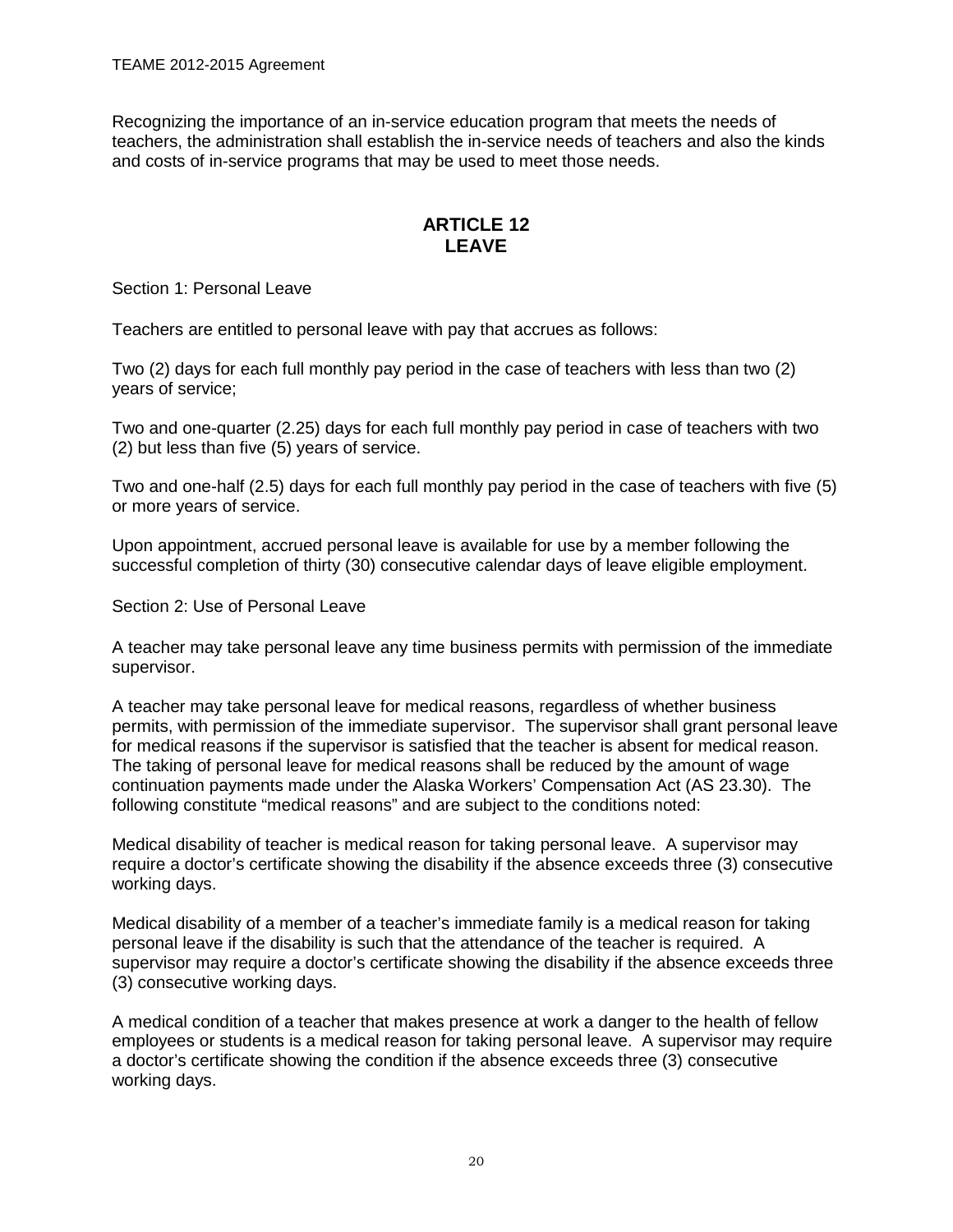Recognizing the importance of an in-service education program that meets the needs of teachers, the administration shall establish the in-service needs of teachers and also the kinds and costs of in-service programs that may be used to meet those needs.

## ARTICLE 12
## LEAVE

Section 1: Personal Leave

Teachers are entitled to personal leave with pay that accrues as follows:

Two (2) days for each full monthly pay period in the case of teachers with less than two (2) years of service;

Two and one-quarter (2.25) days for each full monthly pay period in case of teachers with two (2) but less than five (5) years of service.

Two and one-half (2.5) days for each full monthly pay period in the case of teachers with five (5) or more years of service.

Upon appointment, accrued personal leave is available for use by a member following the successful completion of thirty (30) consecutive calendar days of leave eligible employment.

Section 2: Use of Personal Leave

A teacher may take personal leave any time business permits with permission of the immediate supervisor.

A teacher may take personal leave for medical reasons, regardless of whether business permits, with permission of the immediate supervisor. The supervisor shall grant personal leave for medical reasons if the supervisor is satisfied that the teacher is absent for medical reason. The taking of personal leave for medical reasons shall be reduced by the amount of wage continuation payments made under the Alaska Workers' Compensation Act (AS 23.30). The following constitute "medical reasons" and are subject to the conditions noted:

Medical disability of teacher is medical reason for taking personal leave. A supervisor may require a doctor's certificate showing the disability if the absence exceeds three (3) consecutive working days.

Medical disability of a member of a teacher's immediate family is a medical reason for taking personal leave if the disability is such that the attendance of the teacher is required. A supervisor may require a doctor's certificate showing the disability if the absence exceeds three (3) consecutive working days.

A medical condition of a teacher that makes presence at work a danger to the health of fellow employees or students is a medical reason for taking personal leave. A supervisor may require a doctor's certificate showing the condition if the absence exceeds three (3) consecutive working days.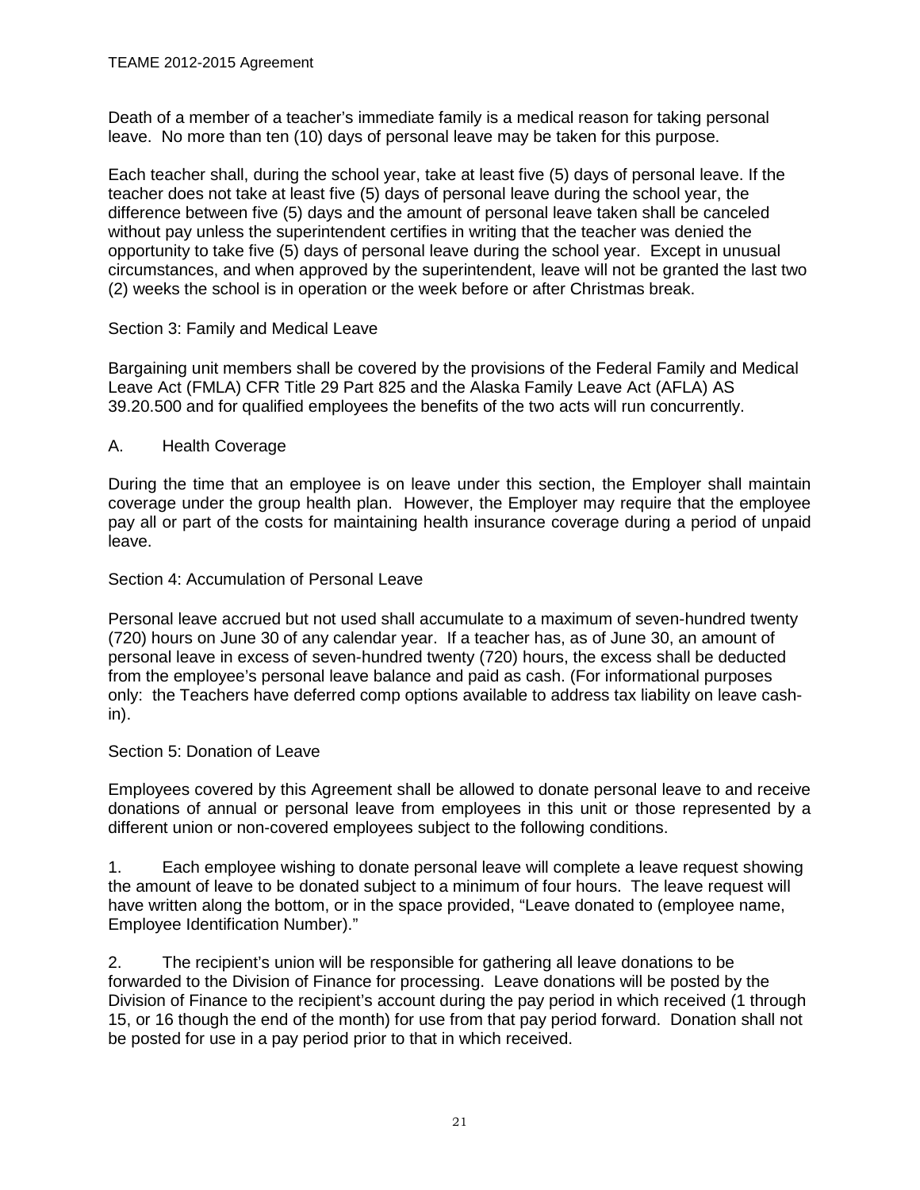Death of a member of a teacher's immediate family is a medical reason for taking personal leave. No more than ten (10) days of personal leave may be taken for this purpose.

Each teacher shall, during the school year, take at least five (5) days of personal leave. If the teacher does not take at least five (5) days of personal leave during the school year, the difference between five (5) days and the amount of personal leave taken shall be canceled without pay unless the superintendent certifies in writing that the teacher was denied the opportunity to take five (5) days of personal leave during the school year. Except in unusual circumstances, and when approved by the superintendent, leave will not be granted the last two (2) weeks the school is in operation or the week before or after Christmas break.

## Section 3: Family and Medical Leave

Bargaining unit members shall be covered by the provisions of the Federal Family and Medical Leave Act (FMLA) CFR Title 29 Part 825 and the Alaska Family Leave Act (AFLA) AS 39.20.500 and for qualified employees the benefits of the two acts will run concurrently.

### A. Health Coverage

During the time that an employee is on leave under this section, the Employer shall maintain coverage under the group health plan. However, the Employer may require that the employee pay all or part of the costs for maintaining health insurance coverage during a period of unpaid leave.

## Section 4: Accumulation of Personal Leave

Personal leave accrued but not used shall accumulate to a maximum of seven-hundred twenty (720) hours on June 30 of any calendar year. If a teacher has, as of June 30, an amount of personal leave in excess of seven-hundred twenty (720) hours, the excess shall be deducted from the employee's personal leave balance and paid as cash. (For informational purposes only: the Teachers have deferred comp options available to address tax liability on leave cash-in).

## Section 5: Donation of Leave

Employees covered by this Agreement shall be allowed to donate personal leave to and receive donations of annual or personal leave from employees in this unit or those represented by a different union or non-covered employees subject to the following conditions.

1. Each employee wishing to donate personal leave will complete a leave request showing the amount of leave to be donated subject to a minimum of four hours. The leave request will have written along the bottom, or in the space provided, "Leave donated to (employee name, Employee Identification Number)."

2. The recipient's union will be responsible for gathering all leave donations to be forwarded to the Division of Finance for processing. Leave donations will be posted by the Division of Finance to the recipient's account during the pay period in which received (1 through 15, or 16 though the end of the month) for use from that pay period forward. Donation shall not be posted for use in a pay period prior to that in which received.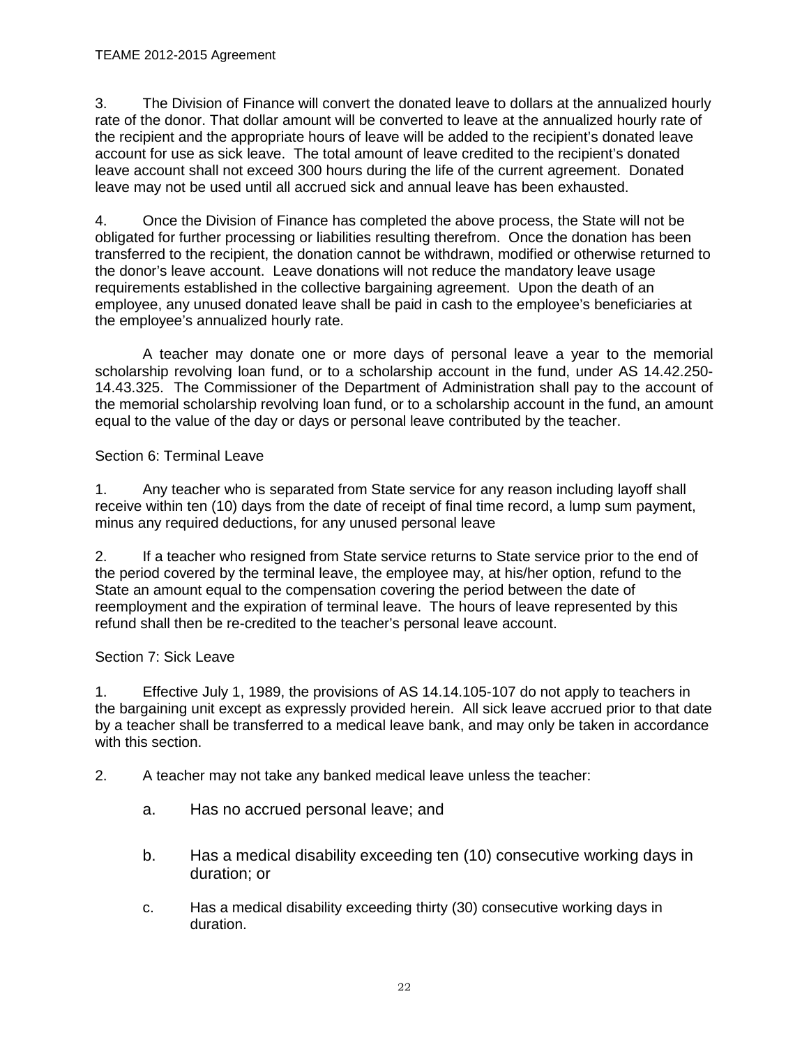3. The Division of Finance will convert the donated leave to dollars at the annualized hourly rate of the donor. That dollar amount will be converted to leave at the annualized hourly rate of the recipient and the appropriate hours of leave will be added to the recipient's donated leave account for use as sick leave. The total amount of leave credited to the recipient's donated leave account shall not exceed 300 hours during the life of the current agreement. Donated leave may not be used until all accrued sick and annual leave has been exhausted.

4. Once the Division of Finance has completed the above process, the State will not be obligated for further processing or liabilities resulting therefrom. Once the donation has been transferred to the recipient, the donation cannot be withdrawn, modified or otherwise returned to the donor's leave account. Leave donations will not reduce the mandatory leave usage requirements established in the collective bargaining agreement. Upon the death of an employee, any unused donated leave shall be paid in cash to the employee's beneficiaries at the employee's annualized hourly rate.

A teacher may donate one or more days of personal leave a year to the memorial scholarship revolving loan fund, or to a scholarship account in the fund, under AS 14.42.250-14.43.325. The Commissioner of the Department of Administration shall pay to the account of the memorial scholarship revolving loan fund, or to a scholarship account in the fund, an amount equal to the value of the day or days or personal leave contributed by the teacher.

Section 6: Terminal Leave

1. Any teacher who is separated from State service for any reason including layoff shall receive within ten (10) days from the date of receipt of final time record, a lump sum payment, minus any required deductions, for any unused personal leave

2. If a teacher who resigned from State service returns to State service prior to the end of the period covered by the terminal leave, the employee may, at his/her option, refund to the State an amount equal to the compensation covering the period between the date of reemployment and the expiration of terminal leave. The hours of leave represented by this refund shall then be re-credited to the teacher's personal leave account.

Section 7: Sick Leave

1. Effective July 1, 1989, the provisions of AS 14.14.105-107 do not apply to teachers in the bargaining unit except as expressly provided herein. All sick leave accrued prior to that date by a teacher shall be transferred to a medical leave bank, and may only be taken in accordance with this section.

2. A teacher may not take any banked medical leave unless the teacher:

   a. Has no accrued personal leave; and

   b. Has a medical disability exceeding ten (10) consecutive working days in duration; or

   c. Has a medical disability exceeding thirty (30) consecutive working days in duration.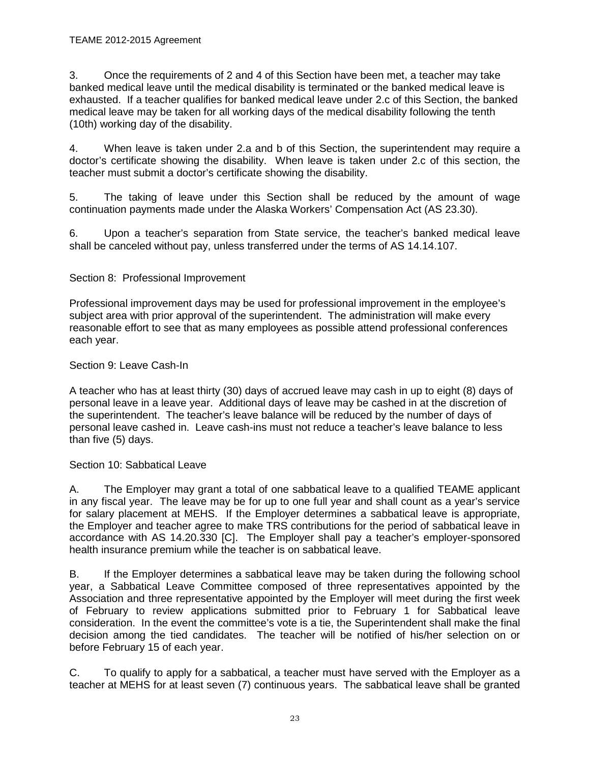3. Once the requirements of 2 and 4 of this Section have been met, a teacher may take banked medical leave until the medical disability is terminated or the banked medical leave is exhausted. If a teacher qualifies for banked medical leave under 2.c of this Section, the banked medical leave may be taken for all working days of the medical disability following the tenth (10th) working day of the disability.

4. When leave is taken under 2.a and b of this Section, the superintendent may require a doctor's certificate showing the disability. When leave is taken under 2.c of this section, the teacher must submit a doctor's certificate showing the disability.

5. The taking of leave under this Section shall be reduced by the amount of wage continuation payments made under the Alaska Workers' Compensation Act (AS 23.30).

6. Upon a teacher's separation from State service, the teacher's banked medical leave shall be canceled without pay, unless transferred under the terms of AS 14.14.107.

Section 8: Professional Improvement

Professional improvement days may be used for professional improvement in the employee's subject area with prior approval of the superintendent. The administration will make every reasonable effort to see that as many employees as possible attend professional conferences each year.

Section 9: Leave Cash-In

A teacher who has at least thirty (30) days of accrued leave may cash in up to eight (8) days of personal leave in a leave year. Additional days of leave may be cashed in at the discretion of the superintendent. The teacher's leave balance will be reduced by the number of days of personal leave cashed in. Leave cash-ins must not reduce a teacher's leave balance to less than five (5) days.

Section 10: Sabbatical Leave

A. The Employer may grant a total of one sabbatical leave to a qualified TEAME applicant in any fiscal year. The leave may be for up to one full year and shall count as a year's service for salary placement at MEHS. If the Employer determines a sabbatical leave is appropriate, the Employer and teacher agree to make TRS contributions for the period of sabbatical leave in accordance with AS 14.20.330 [C]. The Employer shall pay a teacher's employer-sponsored health insurance premium while the teacher is on sabbatical leave.

B. If the Employer determines a sabbatical leave may be taken during the following school year, a Sabbatical Leave Committee composed of three representatives appointed by the Association and three representative appointed by the Employer will meet during the first week of February to review applications submitted prior to February 1 for Sabbatical leave consideration. In the event the committee's vote is a tie, the Superintendent shall make the final decision among the tied candidates. The teacher will be notified of his/her selection on or before February 15 of each year.

C. To qualify to apply for a sabbatical, a teacher must have served with the Employer as a teacher at MEHS for at least seven (7) continuous years. The sabbatical leave shall be granted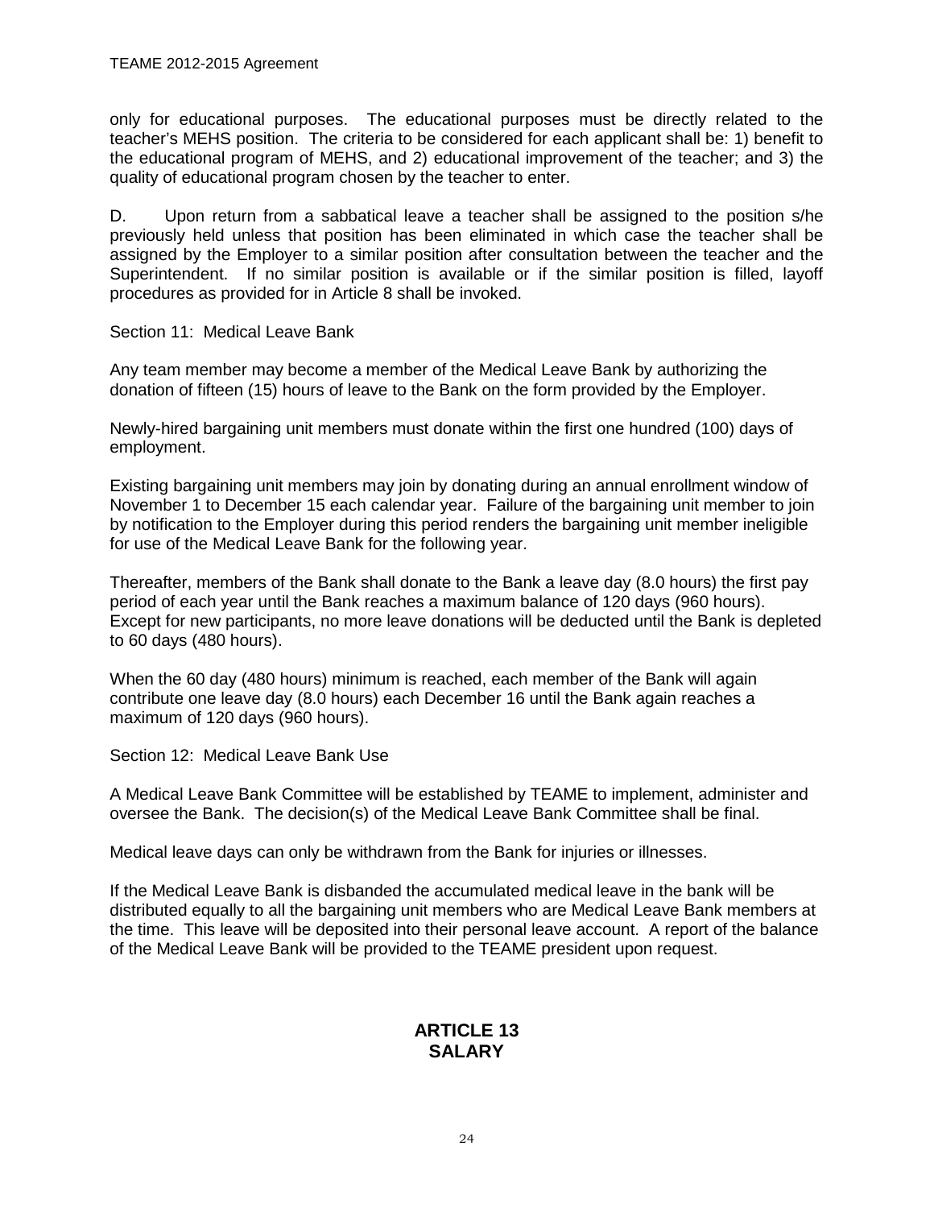only for educational purposes. The educational purposes must be directly related to the teacher's MEHS position. The criteria to be considered for each applicant shall be: 1) benefit to the educational program of MEHS, and 2) educational improvement of the teacher; and 3) the quality of educational program chosen by the teacher to enter.

D. Upon return from a sabbatical leave a teacher shall be assigned to the position s/he previously held unless that position has been eliminated in which case the teacher shall be assigned by the Employer to a similar position after consultation between the teacher and the Superintendent. If no similar position is available or if the similar position is filled, layoff procedures as provided for in Article 8 shall be invoked.

Section 11: Medical Leave Bank

Any team member may become a member of the Medical Leave Bank by authorizing the donation of fifteen (15) hours of leave to the Bank on the form provided by the Employer.

Newly-hired bargaining unit members must donate within the first one hundred (100) days of employment.

Existing bargaining unit members may join by donating during an annual enrollment window of November 1 to December 15 each calendar year. Failure of the bargaining unit member to join by notification to the Employer during this period renders the bargaining unit member ineligible for use of the Medical Leave Bank for the following year.

Thereafter, members of the Bank shall donate to the Bank a leave day (8.0 hours) the first pay period of each year until the Bank reaches a maximum balance of 120 days (960 hours). Except for new participants, no more leave donations will be deducted until the Bank is depleted to 60 days (480 hours).

When the 60 day (480 hours) minimum is reached, each member of the Bank will again contribute one leave day (8.0 hours) each December 16 until the Bank again reaches a maximum of 120 days (960 hours).

Section 12: Medical Leave Bank Use

A Medical Leave Bank Committee will be established by TEAME to implement, administer and oversee the Bank. The decision(s) of the Medical Leave Bank Committee shall be final.

Medical leave days can only be withdrawn from the Bank for injuries or illnesses.

If the Medical Leave Bank is disbanded the accumulated medical leave in the bank will be distributed equally to all the bargaining unit members who are Medical Leave Bank members at the time. This leave will be deposited into their personal leave account. A report of the balance of the Medical Leave Bank will be provided to the TEAME president upon request.

# ARTICLE 13
# SALARY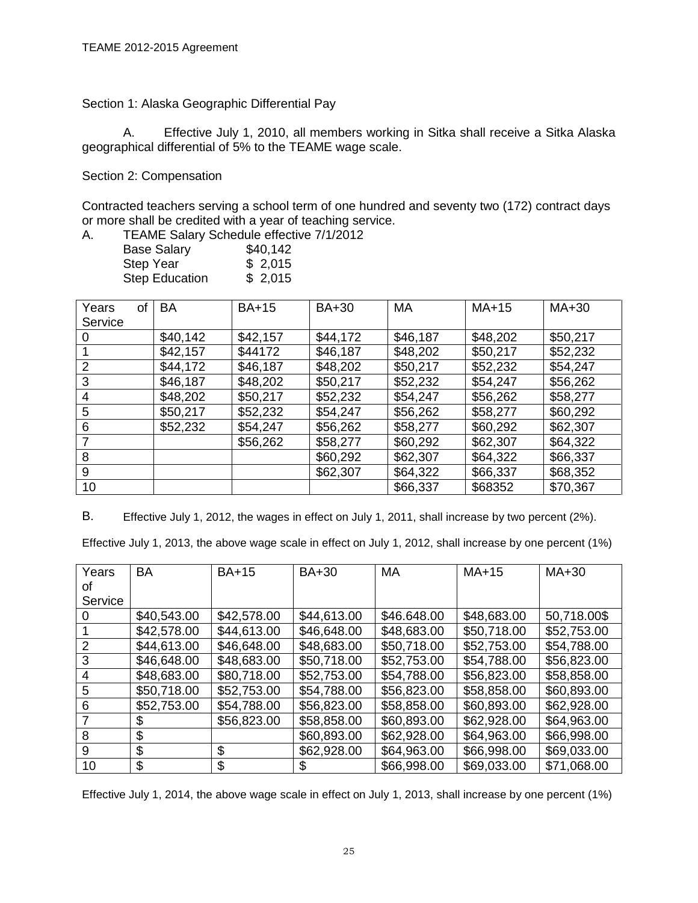Section 1: Alaska Geographic Differential Pay

A. Effective July 1, 2010, all members working in Sitka shall receive a Sitka Alaska geographical differential of 5% to the TEAME wage scale.

Section 2: Compensation

Contracted teachers serving a school term of one hundred and seventy two (172) contract days or more shall be credited with a year of teaching service.

A. TEAME Salary Schedule effective 7/1/2012

| | |
|---|---|
| Base Salary | $40,142 |
| Step Year | $ 2,015 |
| Step Education | $ 2,015 |

| Years of Service | BA | BA+15 | BA+30 | MA | MA+15 | MA+30 |
|---|---|---|---|---|---|---|
| 0 | $40,142 | $42,157 | $44,172 | $46,187 | $48,202 | $50,217 |
| 1 | $42,157 | $44172 | $46,187 | $48,202 | $50,217 | $52,232 |
| 2 | $44,172 | $46,187 | $48,202 | $50,217 | $52,232 | $54,247 |
| 3 | $46,187 | $48,202 | $50,217 | $52,232 | $54,247 | $56,262 |
| 4 | $48,202 | $50,217 | $52,232 | $54,247 | $56,262 | $58,277 |
| 5 | $50,217 | $52,232 | $54,247 | $56,262 | $58,277 | $60,292 |
| 6 | $52,232 | $54,247 | $56,262 | $58,277 | $60,292 | $62,307 |
| 7 | | $56,262 | $58,277 | $60,292 | $62,307 | $64,322 |
| 8 | | | $60,292 | $62,307 | $64,322 | $66,337 |
| 9 | | | $62,307 | $64,322 | $66,337 | $68,352 |
| 10 | | | | $66,337 | $68352 | $70,367 |

B. Effective July 1, 2012, the wages in effect on July 1, 2011, shall increase by two percent (2%).

Effective July 1, 2013, the above wage scale in effect on July 1, 2012, shall increase by one percent (1%)

| Years of Service | BA | BA+15 | BA+30 | MA | MA+15 | MA+30 |
|---|---|---|---|---|---|---|
| 0 | $40,543.00 | $42,578.00 | $44,613.00 | $46.648.00 | $48,683.00 | 50,718.00$ |
| 1 | $42,578.00 | $44,613.00 | $46,648.00 | $48,683.00 | $50,718.00 | $52,753.00 |
| 2 | $44,613.00 | $46,648.00 | $48,683.00 | $50,718.00 | $52,753.00 | $54,788.00 |
| 3 | $46,648.00 | $48,683.00 | $50,718.00 | $52,753.00 | $54,788.00 | $56,823.00 |
| 4 | $48,683.00 | $80,718.00 | $52,753.00 | $54,788.00 | $56,823.00 | $58,858.00 |
| 5 | $50,718.00 | $52,753.00 | $54,788.00 | $56,823.00 | $58,858.00 | $60,893.00 |
| 6 | $52,753.00 | $54,788.00 | $56,823.00 | $58,858.00 | $60,893.00 | $62,928.00 |
| 7 | $ | $56,823.00 | $58,858.00 | $60,893.00 | $62,928.00 | $64,963.00 |
| 8 | $ | | $60,893.00 | $62,928.00 | $64,963.00 | $66,998.00 |
| 9 | $ | $ | $62,928.00 | $64,963.00 | $66,998.00 | $69,033.00 |
| 10 | $ | $ | $ | $66,998.00 | $69,033.00 | $71,068.00 |

Effective July 1, 2014, the above wage scale in effect on July 1, 2013, shall increase by one percent (1%)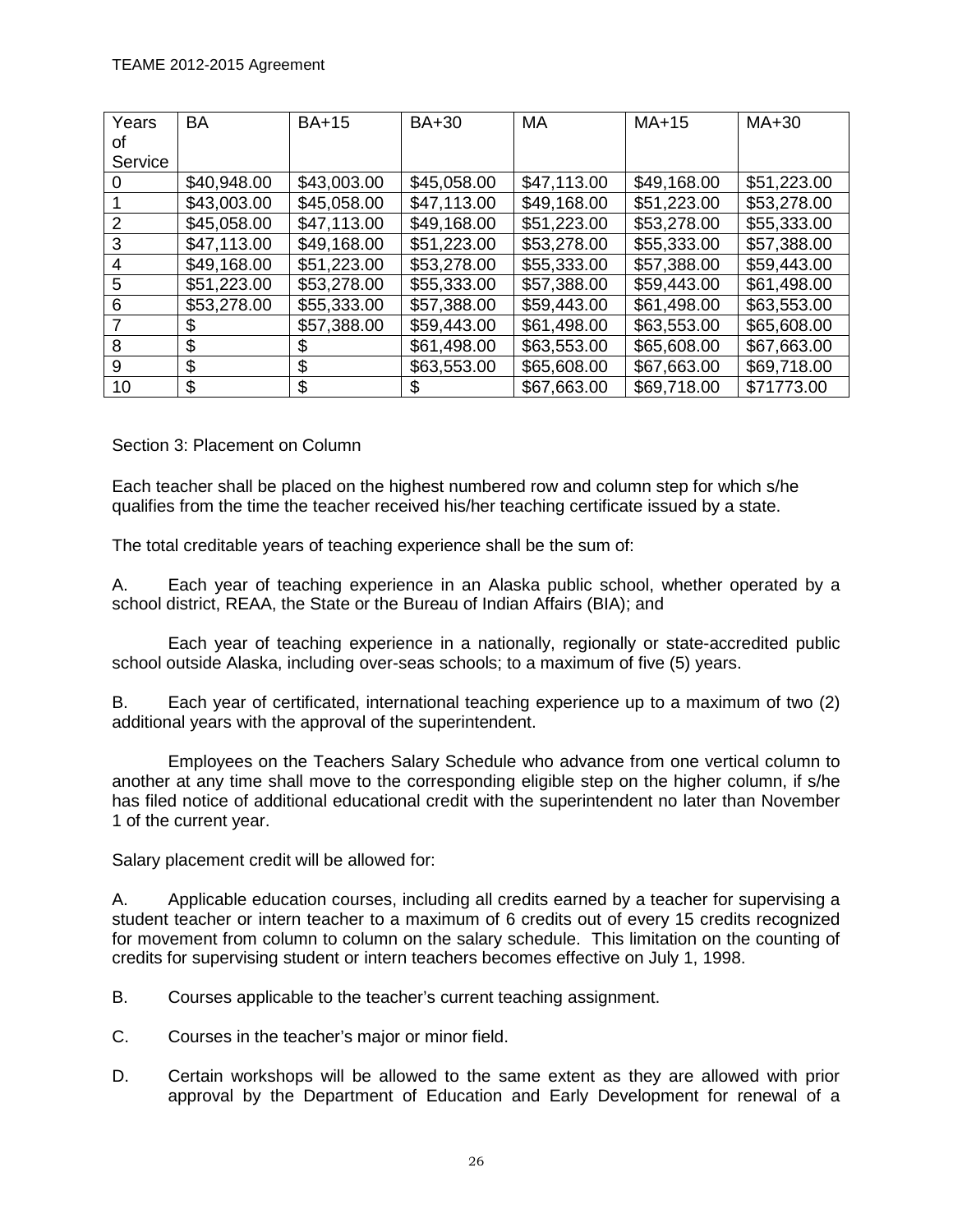| Years of Service | BA | BA+15 | BA+30 | MA | MA+15 | MA+30 |
|---|---|---|---|---|---|---|
| 0 | $40,948.00 | $43,003.00 | $45,058.00 | $47,113.00 | $49,168.00 | $51,223.00 |
| 1 | $43,003.00 | $45,058.00 | $47,113.00 | $49,168.00 | $51,223.00 | $53,278.00 |
| 2 | $45,058.00 | $47,113.00 | $49,168.00 | $51,223.00 | $53,278.00 | $55,333.00 |
| 3 | $47,113.00 | $49,168.00 | $51,223.00 | $53,278.00 | $55,333.00 | $57,388.00 |
| 4 | $49,168.00 | $51,223.00 | $53,278.00 | $55,333.00 | $57,388.00 | $59,443.00 |
| 5 | $51,223.00 | $53,278.00 | $55,333.00 | $57,388.00 | $59,443.00 | $61,498.00 |
| 6 | $53,278.00 | $55,333.00 | $57,388.00 | $59,443.00 | $61,498.00 | $63,553.00 |
| 7 | $ | $57,388.00 | $59,443.00 | $61,498.00 | $63,553.00 | $65,608.00 |
| 8 | $ | $ | $61,498.00 | $63,553.00 | $65,608.00 | $67,663.00 |
| 9 | $ | $ | $63,553.00 | $65,608.00 | $67,663.00 | $69,718.00 |
| 10 | $ | $ | $ | $67,663.00 | $69,718.00 | $71773.00 |

Section 3: Placement on Column

Each teacher shall be placed on the highest numbered row and column step for which s/he qualifies from the time the teacher received his/her teaching certificate issued by a state.

The total creditable years of teaching experience shall be the sum of:

A. Each year of teaching experience in an Alaska public school, whether operated by a school district, REAA, the State or the Bureau of Indian Affairs (BIA); and

Each year of teaching experience in a nationally, regionally or state-accredited public school outside Alaska, including over-seas schools; to a maximum of five (5) years.

B. Each year of certificated, international teaching experience up to a maximum of two (2) additional years with the approval of the superintendent.

Employees on the Teachers Salary Schedule who advance from one vertical column to another at any time shall move to the corresponding eligible step on the higher column, if s/he has filed notice of additional educational credit with the superintendent no later than November 1 of the current year.

Salary placement credit will be allowed for:

A. Applicable education courses, including all credits earned by a teacher for supervising a student teacher or intern teacher to a maximum of 6 credits out of every 15 credits recognized for movement from column to column on the salary schedule. This limitation on the counting of credits for supervising student or intern teachers becomes effective on July 1, 1998.

B. Courses applicable to the teacher's current teaching assignment.

C. Courses in the teacher's major or minor field.

D. Certain workshops will be allowed to the same extent as they are allowed with prior approval by the Department of Education and Early Development for renewal of a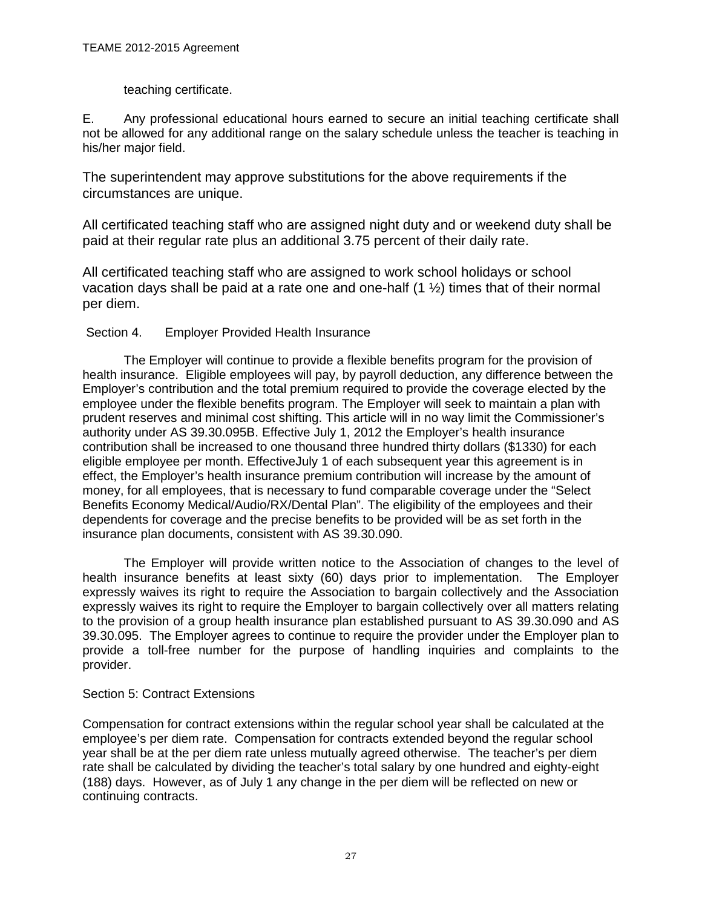teaching certificate.

E. Any professional educational hours earned to secure an initial teaching certificate shall not be allowed for any additional range on the salary schedule unless the teacher is teaching in his/her major field.

The superintendent may approve substitutions for the above requirements if the circumstances are unique.

All certificated teaching staff who are assigned night duty and or weekend duty shall be paid at their regular rate plus an additional 3.75 percent of their daily rate.

All certificated teaching staff who are assigned to work school holidays or school vacation days shall be paid at a rate one and one-half (1 ½) times that of their normal per diem.

Section 4. Employer Provided Health Insurance

The Employer will continue to provide a flexible benefits program for the provision of health insurance. Eligible employees will pay, by payroll deduction, any difference between the Employer's contribution and the total premium required to provide the coverage elected by the employee under the flexible benefits program. The Employer will seek to maintain a plan with prudent reserves and minimal cost shifting. This article will in no way limit the Commissioner's authority under AS 39.30.095B. Effective July 1, 2012 the Employer's health insurance contribution shall be increased to one thousand three hundred thirty dollars ($1330) for each eligible employee per month. EffectiveJuly 1 of each subsequent year this agreement is in effect, the Employer's health insurance premium contribution will increase by the amount of money, for all employees, that is necessary to fund comparable coverage under the "Select Benefits Economy Medical/Audio/RX/Dental Plan". The eligibility of the employees and their dependents for coverage and the precise benefits to be provided will be as set forth in the insurance plan documents, consistent with AS 39.30.090.

The Employer will provide written notice to the Association of changes to the level of health insurance benefits at least sixty (60) days prior to implementation. The Employer expressly waives its right to require the Association to bargain collectively and the Association expressly waives its right to require the Employer to bargain collectively over all matters relating to the provision of a group health insurance plan established pursuant to AS 39.30.090 and AS 39.30.095. The Employer agrees to continue to require the provider under the Employer plan to provide a toll-free number for the purpose of handling inquiries and complaints to the provider.

Section 5: Contract Extensions

Compensation for contract extensions within the regular school year shall be calculated at the employee's per diem rate. Compensation for contracts extended beyond the regular school year shall be at the per diem rate unless mutually agreed otherwise. The teacher's per diem rate shall be calculated by dividing the teacher's total salary by one hundred and eighty-eight (188) days. However, as of July 1 any change in the per diem will be reflected on new or continuing contracts.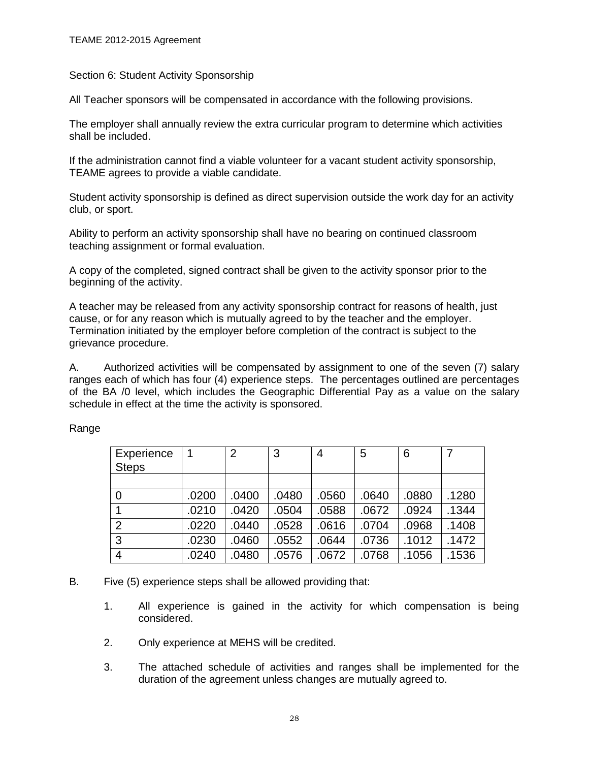## Section 6: Student Activity Sponsorship

All Teacher sponsors will be compensated in accordance with the following provisions.

The employer shall annually review the extra curricular program to determine which activities shall be included.

If the administration cannot find a viable volunteer for a vacant student activity sponsorship, TEAME agrees to provide a viable candidate.

Student activity sponsorship is defined as direct supervision outside the work day for an activity club, or sport.

Ability to perform an activity sponsorship shall have no bearing on continued classroom teaching assignment or formal evaluation.

A copy of the completed, signed contract shall be given to the activity sponsor prior to the beginning of the activity.

A teacher may be released from any activity sponsorship contract for reasons of health, just cause, or for any reason which is mutually agreed to by the teacher and the employer. Termination initiated by the employer before completion of the contract is subject to the grievance procedure.

A. Authorized activities will be compensated by assignment to one of the seven (7) salary ranges each of which has four (4) experience steps. The percentages outlined are percentages of the BA /0 level, which includes the Geographic Differential Pay as a value on the salary schedule in effect at the time the activity is sponsored.

Range

| Experience Steps | 1 | 2 | 3 | 4 | 5 | 6 | 7 |
|---|---|---|---|---|---|---|---|
| | | | | | | | |
| 0 | .0200 | .0400 | .0480 | .0560 | .0640 | .0880 | .1280 |
| 1 | .0210 | .0420 | .0504 | .0588 | .0672 | .0924 | .1344 |
| 2 | .0220 | .0440 | .0528 | .0616 | .0704 | .0968 | .1408 |
| 3 | .0230 | .0460 | .0552 | .0644 | .0736 | .1012 | .1472 |
| 4 | .0240 | .0480 | .0576 | .0672 | .0768 | .1056 | .1536 |

B. Five (5) experience steps shall be allowed providing that:

1. All experience is gained in the activity for which compensation is being considered.
2. Only experience at MEHS will be credited.
3. The attached schedule of activities and ranges shall be implemented for the duration of the agreement unless changes are mutually agreed to.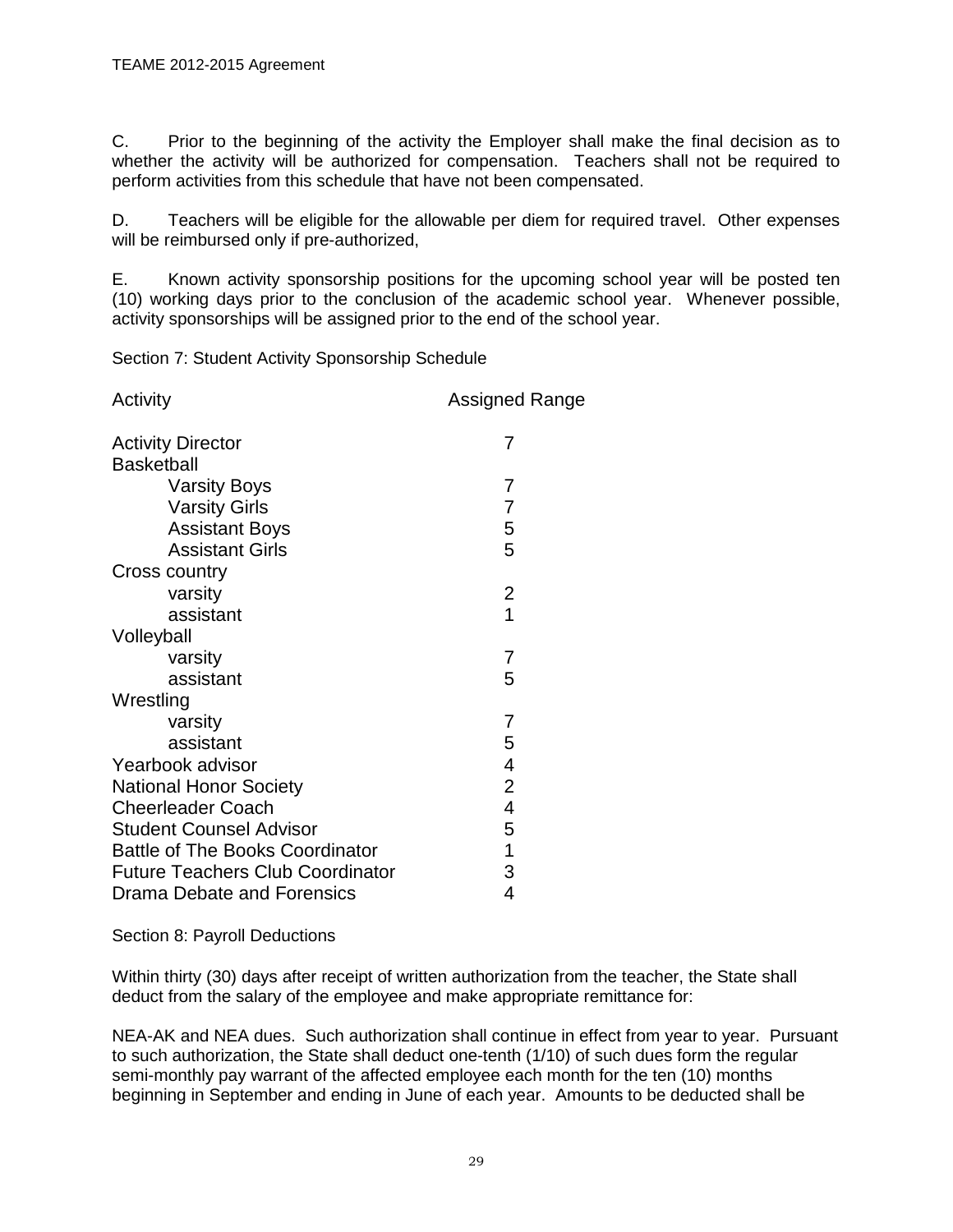C. Prior to the beginning of the activity the Employer shall make the final decision as to whether the activity will be authorized for compensation. Teachers shall not be required to perform activities from this schedule that have not been compensated.

D. Teachers will be eligible for the allowable per diem for required travel. Other expenses will be reimbursed only if pre-authorized,

E. Known activity sponsorship positions for the upcoming school year will be posted ten (10) working days prior to the conclusion of the academic school year. Whenever possible, activity sponsorships will be assigned prior to the end of the school year.

Section 7: Student Activity Sponsorship Schedule

| Activity | Assigned Range |
|---|---|
| Activity Director | 7 |
| Basketball | |
| Varsity Boys | 7 |
| Varsity Girls | 7 |
| Assistant Boys | 5 |
| Assistant Girls | 5 |
| Cross country | |
| varsity | 2 |
| assistant | 1 |
| Volleyball | |
| varsity | 7 |
| assistant | 5 |
| Wrestling | |
| varsity | 7 |
| assistant | 5 |
| Yearbook advisor | 4 |
| National Honor Society | 2 |
| Cheerleader Coach | 4 |
| Student Counsel Advisor | 5 |
| Battle of The Books Coordinator | 1 |
| Future Teachers Club Coordinator | 3 |
| Drama Debate and Forensics | 4 |

Section 8: Payroll Deductions

Within thirty (30) days after receipt of written authorization from the teacher, the State shall deduct from the salary of the employee and make appropriate remittance for:

NEA-AK and NEA dues. Such authorization shall continue in effect from year to year. Pursuant to such authorization, the State shall deduct one-tenth (1/10) of such dues form the regular semi-monthly pay warrant of the affected employee each month for the ten (10) months beginning in September and ending in June of each year. Amounts to be deducted shall be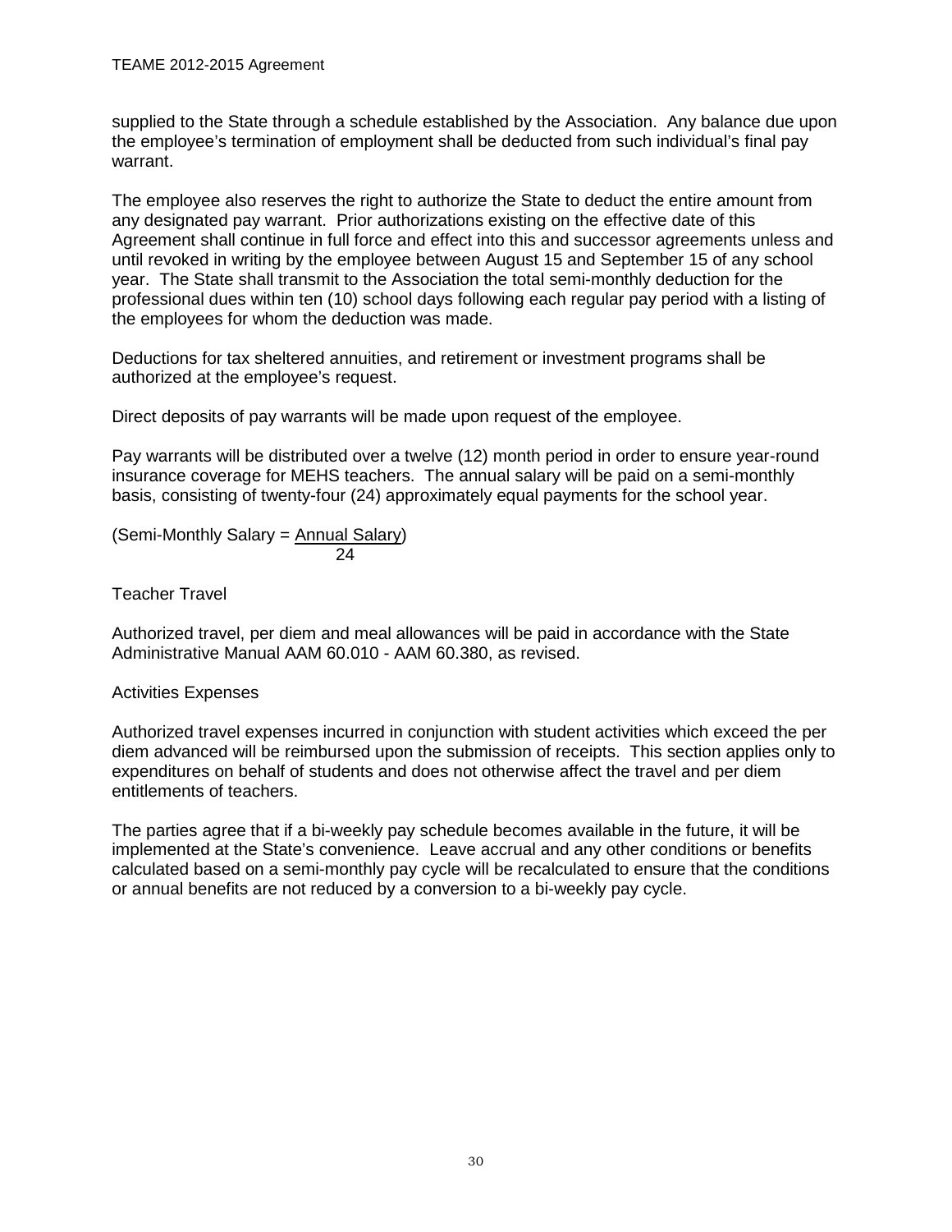supplied to the State through a schedule established by the Association. Any balance due upon the employee's termination of employment shall be deducted from such individual's final pay warrant.

The employee also reserves the right to authorize the State to deduct the entire amount from any designated pay warrant. Prior authorizations existing on the effective date of this Agreement shall continue in full force and effect into this and successor agreements unless and until revoked in writing by the employee between August 15 and September 15 of any school year. The State shall transmit to the Association the total semi-monthly deduction for the professional dues within ten (10) school days following each regular pay period with a listing of the employees for whom the deduction was made.

Deductions for tax sheltered annuities, and retirement or investment programs shall be authorized at the employee's request.

Direct deposits of pay warrants will be made upon request of the employee.

Pay warrants will be distributed over a twelve (12) month period in order to ensure year-round insurance coverage for MEHS teachers. The annual salary will be paid on a semi-monthly basis, consisting of twenty-four (24) approximately equal payments for the school year.

$$\text{(Semi-Monthly Salary} = \frac{\text{Annual Salary}}{24}\text{)}$$

Teacher Travel

Authorized travel, per diem and meal allowances will be paid in accordance with the State Administrative Manual AAM 60.010 - AAM 60.380, as revised.

Activities Expenses

Authorized travel expenses incurred in conjunction with student activities which exceed the per diem advanced will be reimbursed upon the submission of receipts. This section applies only to expenditures on behalf of students and does not otherwise affect the travel and per diem entitlements of teachers.

The parties agree that if a bi-weekly pay schedule becomes available in the future, it will be implemented at the State's convenience. Leave accrual and any other conditions or benefits calculated based on a semi-monthly pay cycle will be recalculated to ensure that the conditions or annual benefits are not reduced by a conversion to a bi-weekly pay cycle.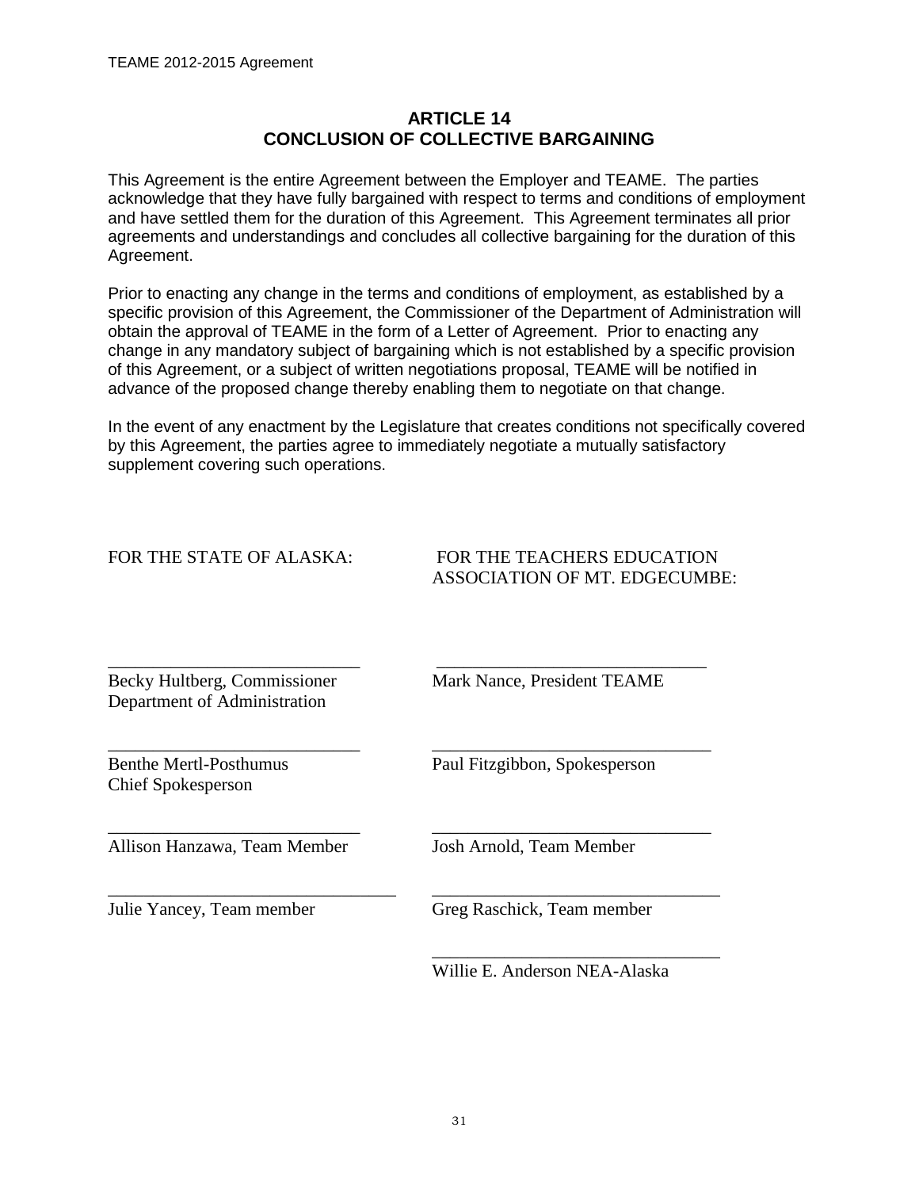## ARTICLE 14
## CONCLUSION OF COLLECTIVE BARGAINING

This Agreement is the entire Agreement between the Employer and TEAME. The parties acknowledge that they have fully bargained with respect to terms and conditions of employment and have settled them for the duration of this Agreement. This Agreement terminates all prior agreements and understandings and concludes all collective bargaining for the duration of this Agreement.

Prior to enacting any change in the terms and conditions of employment, as established by a specific provision of this Agreement, the Commissioner of the Department of Administration will obtain the approval of TEAME in the form of a Letter of Agreement. Prior to enacting any change in any mandatory subject of bargaining which is not established by a specific provision of this Agreement, or a subject of written negotiations proposal, TEAME will be notified in advance of the proposed change thereby enabling them to negotiate on that change.

In the event of any enactment by the Legislature that creates conditions not specifically covered by this Agreement, the parties agree to immediately negotiate a mutually satisfactory supplement covering such operations.

| FOR THE STATE OF ALASKA: | FOR THE TEACHERS EDUCATION ASSOCIATION OF MT. EDGECUMBE: |
|---|---|
| ___________________________ | ___________________________ |
| Becky Hultberg, Commissioner<br>Department of Administration | Mark Nance, President TEAME |
| ___________________________ | ___________________________ |
| Benthe Mertl-Posthumus<br>Chief Spokesperson | Paul Fitzgibbon, Spokesperson |
| ___________________________ | ___________________________ |
| Allison Hanzawa, Team Member | Josh Arnold, Team Member |
| ___________________________ | ___________________________ |
| Julie Yancey, Team member | Greg Raschick, Team member |
| | ___________________________ |
| | Willie E. Anderson NEA-Alaska |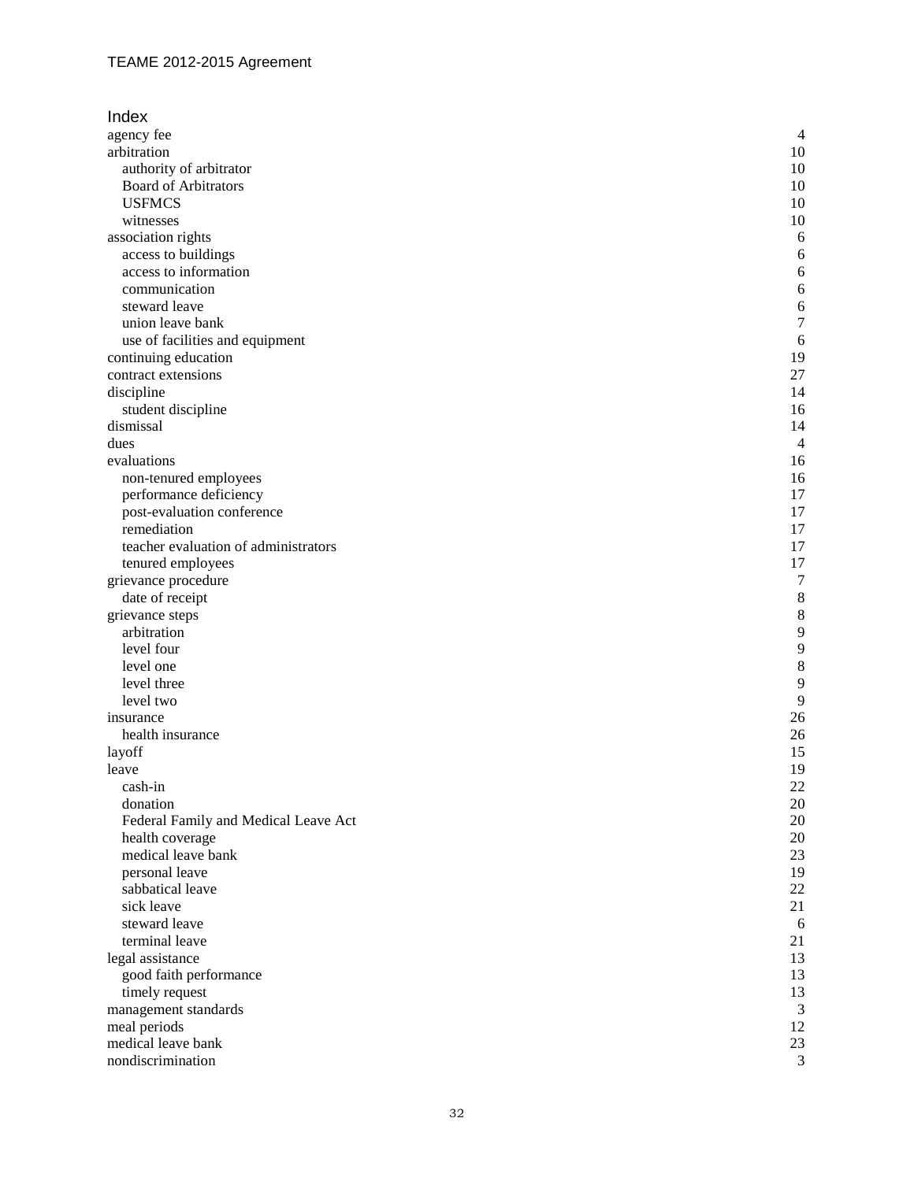## Index

| | |
|---|---|
| agency fee | 4 |
| arbitration | 10 |
|     authority of arbitrator | 10 |
|     Board of Arbitrators | 10 |
|     USFMCS | 10 |
|     witnesses | 10 |
| association rights | 6 |
|     access to buildings | 6 |
|     access to information | 6 |
|     communication | 6 |
|     steward leave | 6 |
|     union leave bank | 7 |
|     use of facilities and equipment | 6 |
| continuing education | 19 |
| contract extensions | 27 |
| discipline | 14 |
|     student discipline | 16 |
| dismissal | 14 |
| dues | 4 |
| evaluations | 16 |
|     non-tenured employees | 16 |
|     performance deficiency | 17 |
|     post-evaluation conference | 17 |
|     remediation | 17 |
|     teacher evaluation of administrators | 17 |
|     tenured employees | 17 |
| grievance procedure | 7 |
|     date of receipt | 8 |
| grievance steps | 8 |
|     arbitration | 9 |
|     level four | 9 |
|     level one | 8 |
|     level three | 9 |
|     level two | 9 |
| insurance | 26 |
|     health insurance | 26 |
| layoff | 15 |
| leave | 19 |
|     cash-in | 22 |
|     donation | 20 |
|     Federal Family and Medical Leave Act | 20 |
|     health coverage | 20 |
|     medical leave bank | 23 |
|     personal leave | 19 |
|     sabbatical leave | 22 |
|     sick leave | 21 |
|     steward leave | 6 |
|     terminal leave | 21 |
| legal assistance | 13 |
|     good faith performance | 13 |
|     timely request | 13 |
| management standards | 3 |
| meal periods | 12 |
| medical leave bank | 23 |
| nondiscrimination | 3 |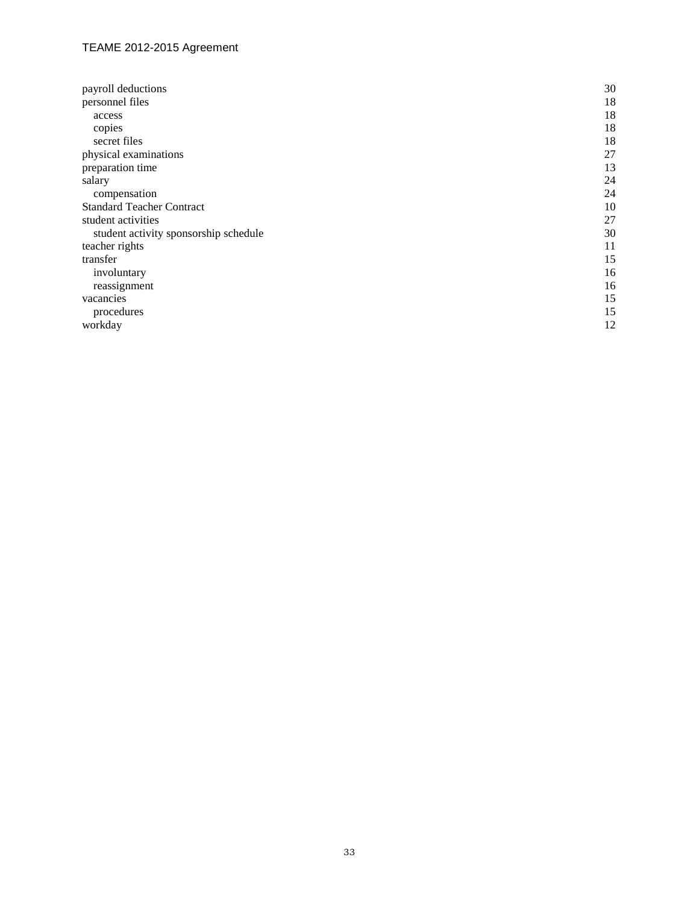| | |
|---|---|
| payroll deductions | 30 |
| personnel files | 18 |
| access | 18 |
| copies | 18 |
| secret files | 18 |
| physical examinations | 27 |
| preparation time | 13 |
| salary | 24 |
| compensation | 24 |
| Standard Teacher Contract | 10 |
| student activities | 27 |
| student activity sponsorship schedule | 30 |
| teacher rights | 11 |
| transfer | 15 |
| involuntary | 16 |
| reassignment | 16 |
| vacancies | 15 |
| procedures | 15 |
| workday | 12 |